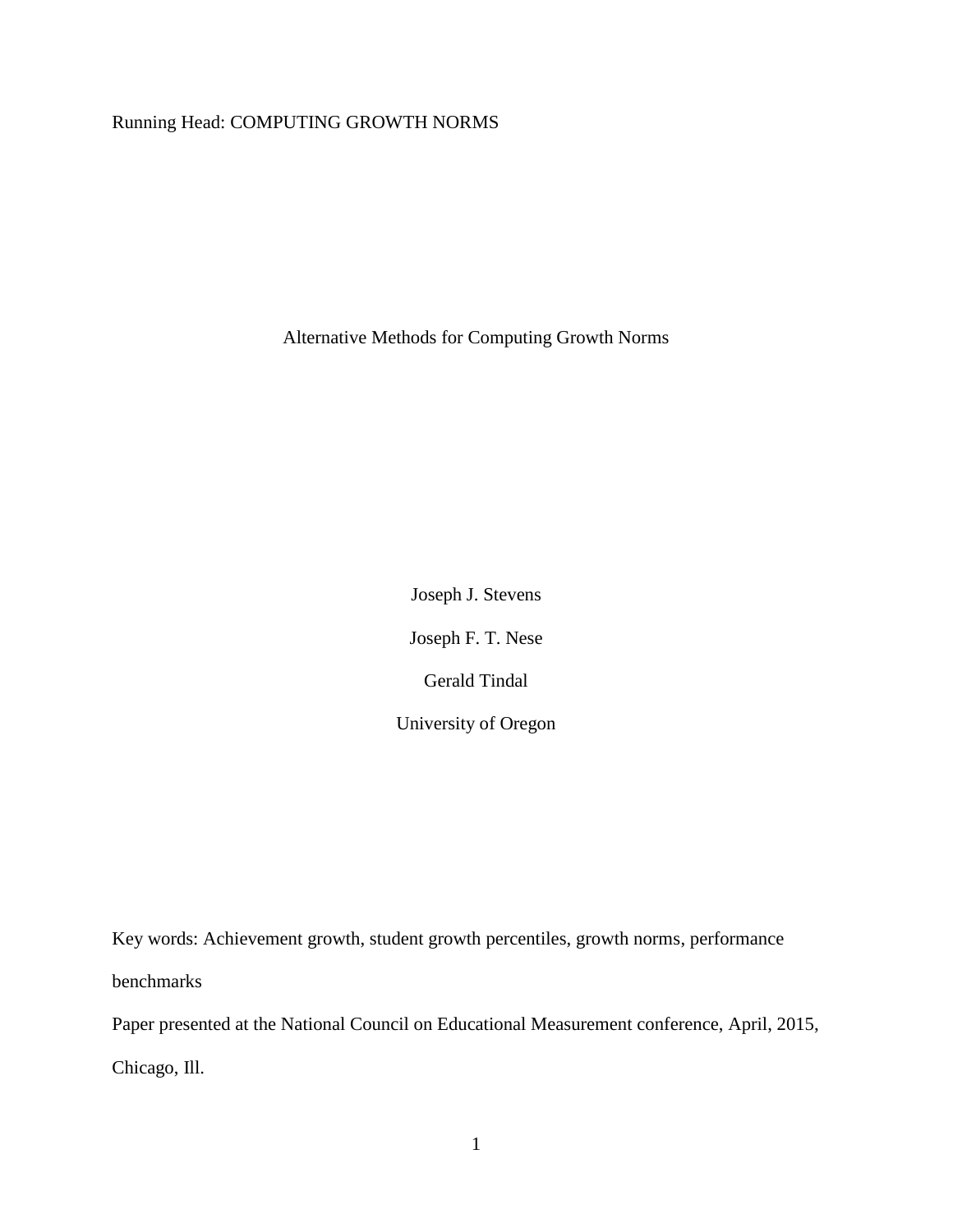Running Head: COMPUTING GROWTH NORMS

# Alternative Methods for Computing Growth Norms

Joseph J. Stevens

Joseph F. T. Nese

Gerald Tindal

University of Oregon

Key words: Achievement growth, student growth percentiles, growth norms, performance benchmarks

Paper presented at the National Council on Educational Measurement conference, April, 2015, Chicago, Ill.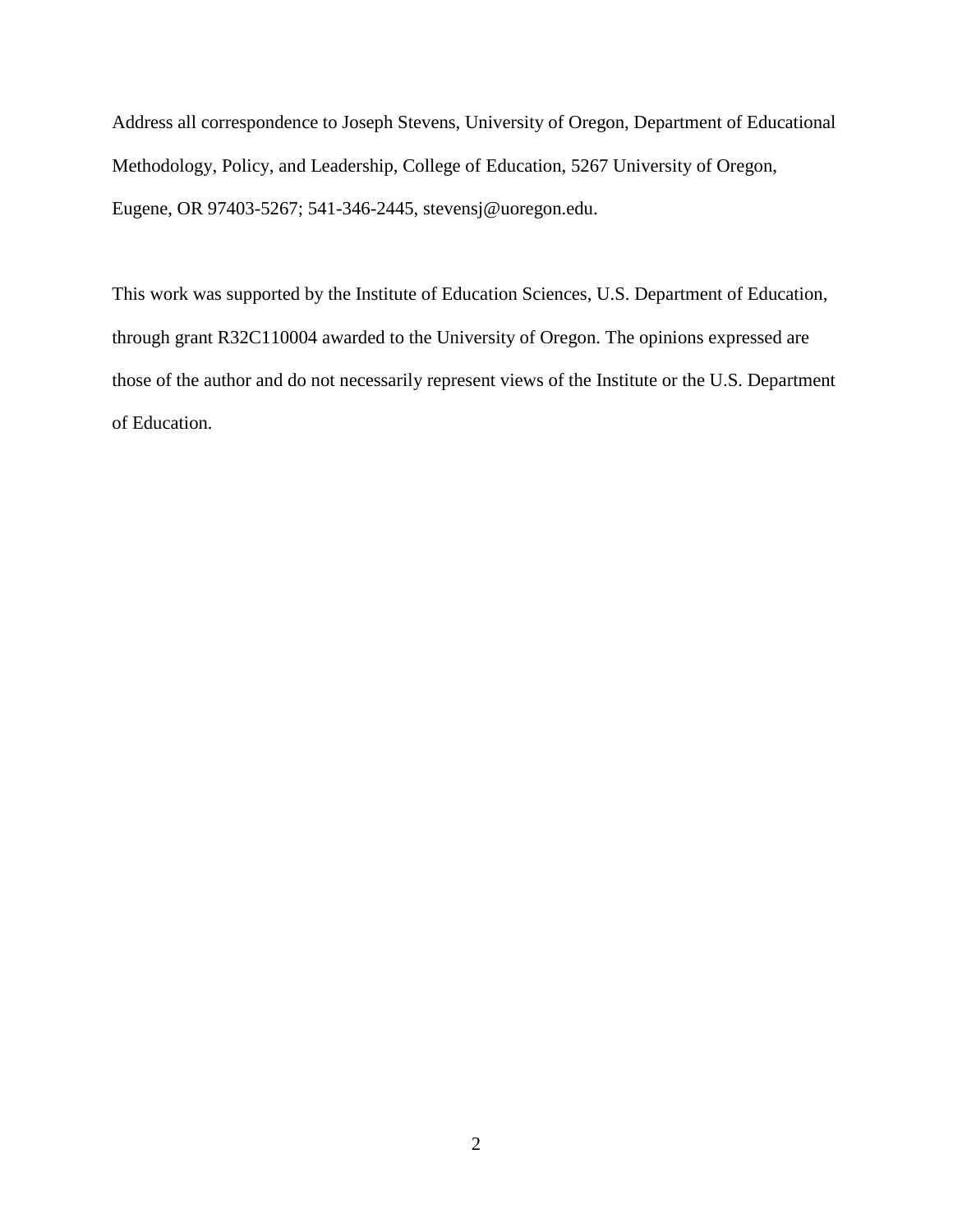Address all correspondence to Joseph Stevens, University of Oregon, Department of Educational Methodology, Policy, and Leadership, College of Education, 5267 University of Oregon, Eugene, OR 97403-5267; 541-346-2445, stevensj@uoregon.edu.

This work was supported by the Institute of Education Sciences, U.S. Department of Education, through grant R32C110004 awarded to the University of Oregon. The opinions expressed are those of the author and do not necessarily represent views of the Institute or the U.S. Department of Education.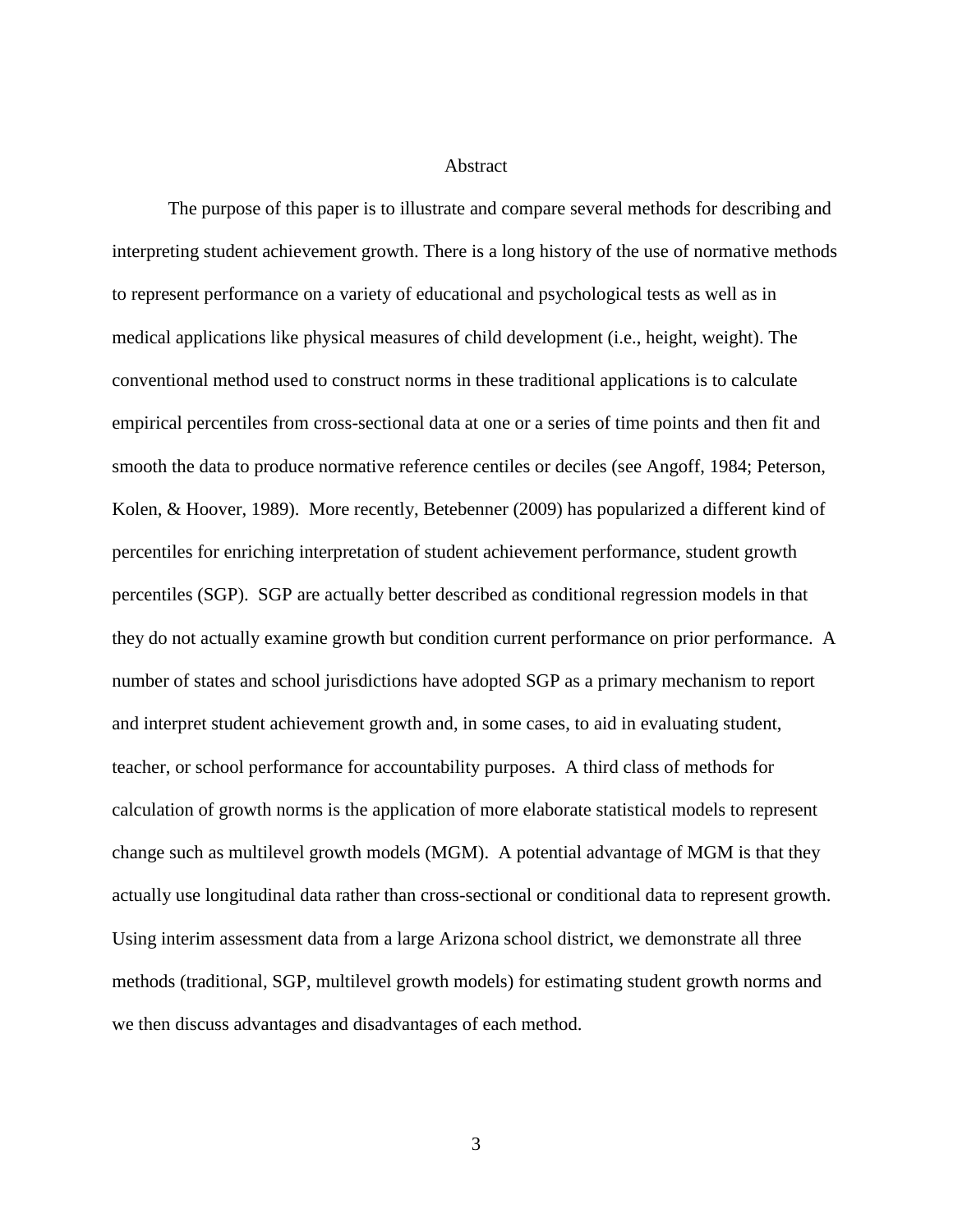# Abstract

The purpose of this paper is to illustrate and compare several methods for describing and interpreting student achievement growth. There is a long history of the use of normative methods to represent performance on a variety of educational and psychological tests as well as in medical applications like physical measures of child development (i.e., height, weight). The conventional method used to construct norms in these traditional applications is to calculate empirical percentiles from cross-sectional data at one or a series of time points and then fit and smooth the data to produce normative reference centiles or deciles (see Angoff, 1984; Peterson, Kolen, & Hoover, 1989). More recently, Betebenner (2009) has popularized a different kind of percentiles for enriching interpretation of student achievement performance, student growth percentiles (SGP). SGP are actually better described as conditional regression models in that they do not actually examine growth but condition current performance on prior performance. A number of states and school jurisdictions have adopted SGP as a primary mechanism to report and interpret student achievement growth and, in some cases, to aid in evaluating student, teacher, or school performance for accountability purposes. A third class of methods for calculation of growth norms is the application of more elaborate statistical models to represent change such as multilevel growth models (MGM). A potential advantage of MGM is that they actually use longitudinal data rather than cross-sectional or conditional data to represent growth. Using interim assessment data from a large Arizona school district, we demonstrate all three methods (traditional, SGP, multilevel growth models) for estimating student growth norms and we then discuss advantages and disadvantages of each method.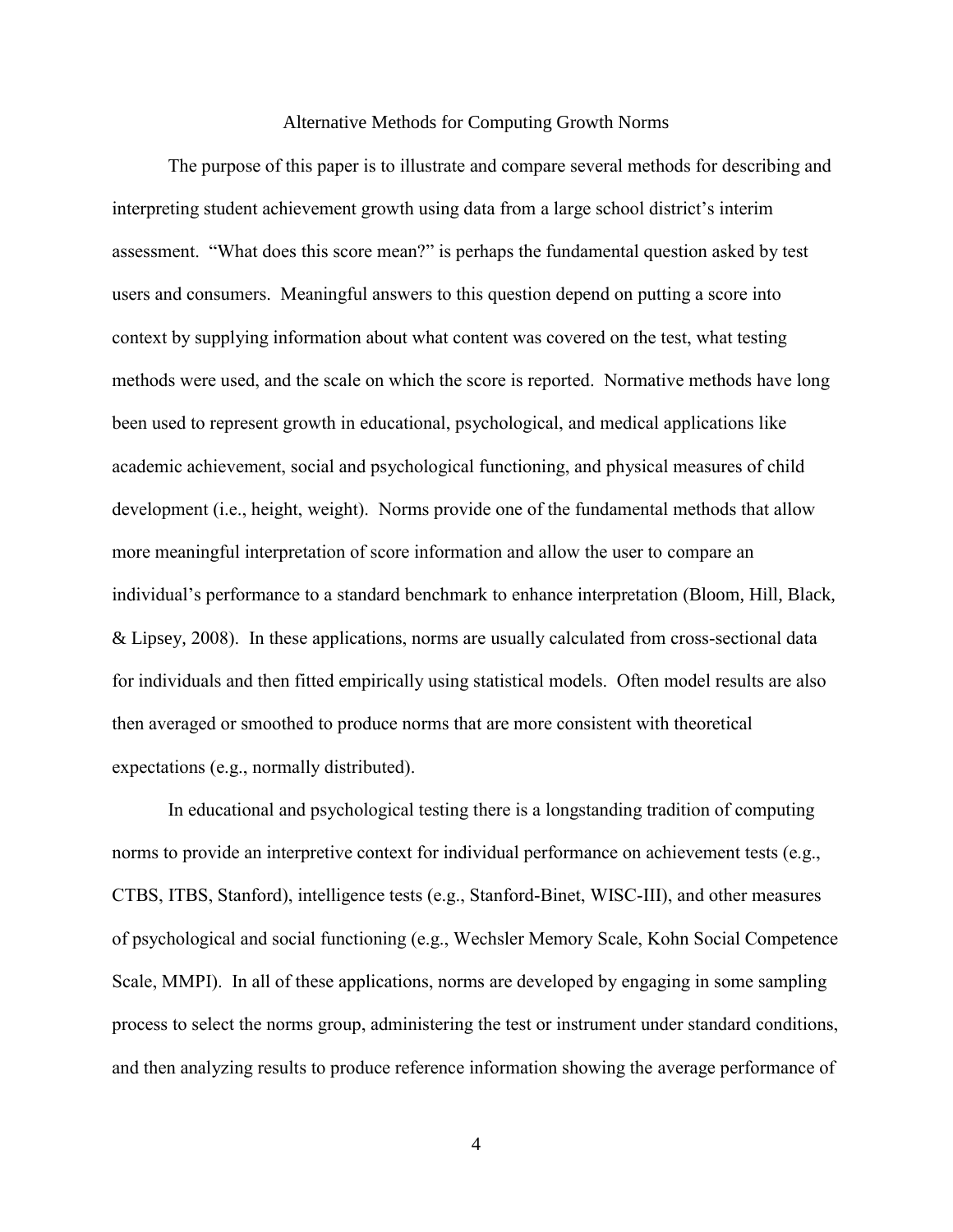# Alternative Methods for Computing Growth Norms

The purpose of this paper is to illustrate and compare several methods for describing and interpreting student achievement growth using data from a large school district's interim assessment. "What does this score mean?" is perhaps the fundamental question asked by test users and consumers. Meaningful answers to this question depend on putting a score into context by supplying information about what content was covered on the test, what testing methods were used, and the scale on which the score is reported. Normative methods have long been used to represent growth in educational, psychological, and medical applications like academic achievement, social and psychological functioning, and physical measures of child development (i.e., height, weight). Norms provide one of the fundamental methods that allow more meaningful interpretation of score information and allow the user to compare an individual's performance to a standard benchmark to enhance interpretation (Bloom, Hill, Black, & Lipsey, 2008). In these applications, norms are usually calculated from cross-sectional data for individuals and then fitted empirically using statistical models. Often model results are also then averaged or smoothed to produce norms that are more consistent with theoretical expectations (e.g., normally distributed).

In educational and psychological testing there is a longstanding tradition of computing norms to provide an interpretive context for individual performance on achievement tests (e.g., CTBS, ITBS, Stanford), intelligence tests (e.g., Stanford-Binet, WISC-III), and other measures of psychological and social functioning (e.g., Wechsler Memory Scale, Kohn Social Competence Scale, MMPI). In all of these applications, norms are developed by engaging in some sampling process to select the norms group, administering the test or instrument under standard conditions, and then analyzing results to produce reference information showing the average performance of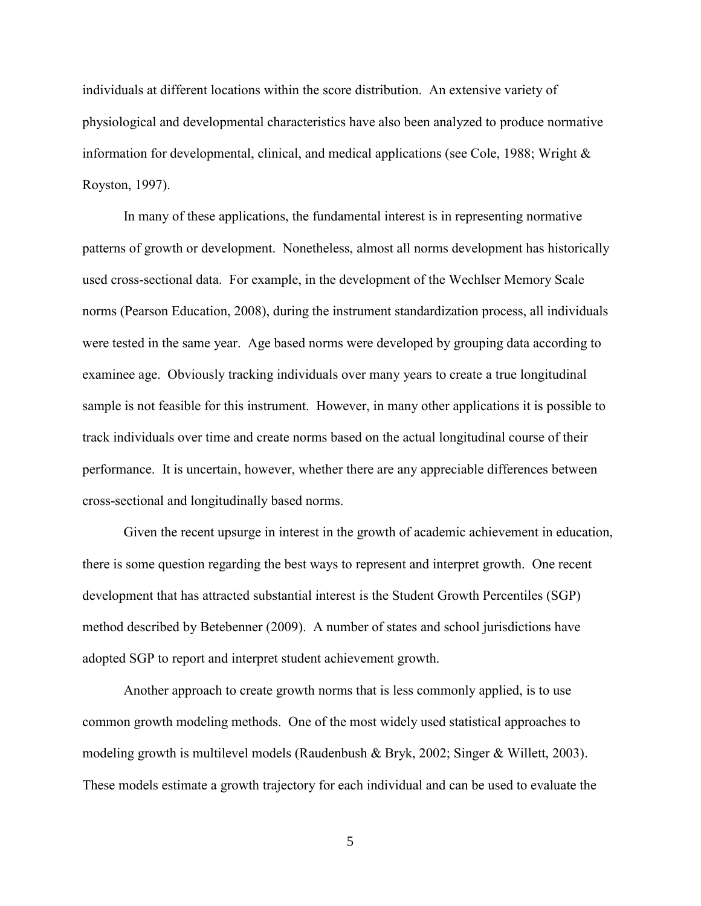individuals at different locations within the score distribution. An extensive variety of physiological and developmental characteristics have also been analyzed to produce normative information for developmental, clinical, and medical applications (see Cole, 1988; Wright & Royston, 1997).

In many of these applications, the fundamental interest is in representing normative patterns of growth or development. Nonetheless, almost all norms development has historically used cross-sectional data. For example, in the development of the Wechlser Memory Scale norms (Pearson Education, 2008), during the instrument standardization process, all individuals were tested in the same year. Age based norms were developed by grouping data according to examinee age. Obviously tracking individuals over many years to create a true longitudinal sample is not feasible for this instrument. However, in many other applications it is possible to track individuals over time and create norms based on the actual longitudinal course of their performance. It is uncertain, however, whether there are any appreciable differences between cross-sectional and longitudinally based norms.

Given the recent upsurge in interest in the growth of academic achievement in education, there is some question regarding the best ways to represent and interpret growth. One recent development that has attracted substantial interest is the Student Growth Percentiles (SGP) method described by Betebenner (2009). A number of states and school jurisdictions have adopted SGP to report and interpret student achievement growth.

Another approach to create growth norms that is less commonly applied, is to use common growth modeling methods. One of the most widely used statistical approaches to modeling growth is multilevel models (Raudenbush & Bryk, 2002; Singer & Willett, 2003). These models estimate a growth trajectory for each individual and can be used to evaluate the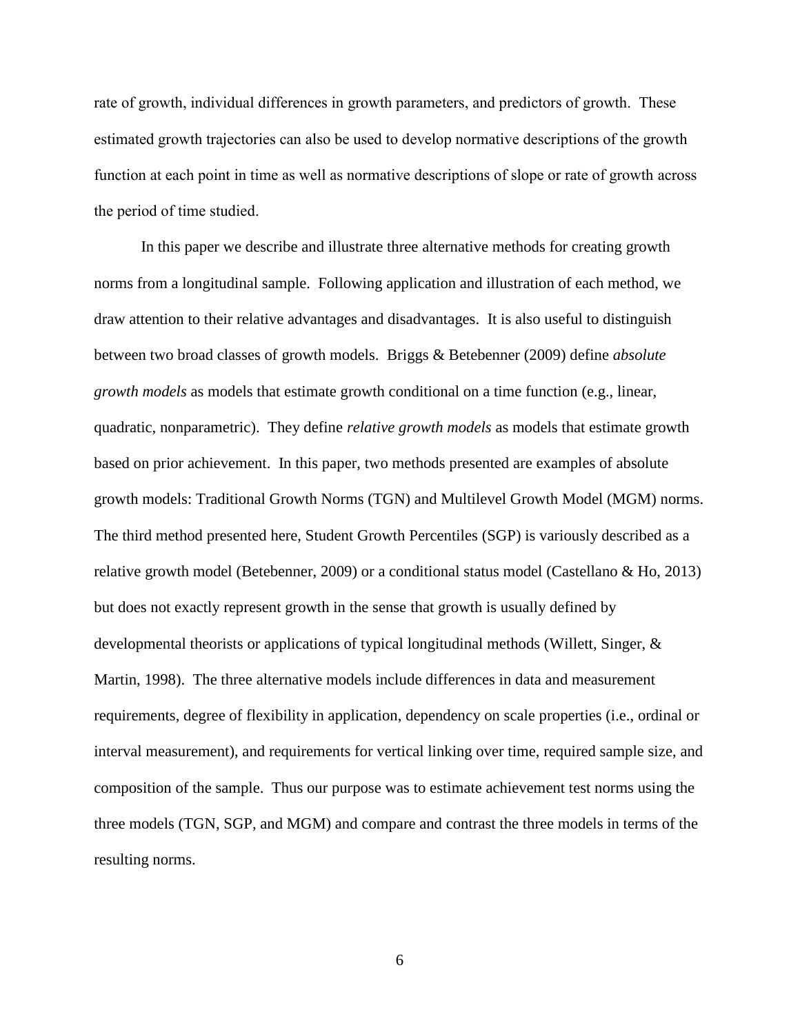rate of growth, individual differences in growth parameters, and predictors of growth. These estimated growth trajectories can also be used to develop normative descriptions of the growth function at each point in time as well as normative descriptions of slope or rate of growth across the period of time studied.

In this paper we describe and illustrate three alternative methods for creating growth norms from a longitudinal sample. Following application and illustration of each method, we draw attention to their relative advantages and disadvantages. It is also useful to distinguish between two broad classes of growth models. Briggs & Betebenner (2009) define *absolute growth models* as models that estimate growth conditional on a time function (e.g., linear, quadratic, nonparametric). They define *relative growth models* as models that estimate growth based on prior achievement. In this paper, two methods presented are examples of absolute growth models: Traditional Growth Norms (TGN) and Multilevel Growth Model (MGM) norms. The third method presented here, Student Growth Percentiles (SGP) is variously described as a relative growth model (Betebenner, 2009) or a conditional status model (Castellano & Ho, 2013) but does not exactly represent growth in the sense that growth is usually defined by developmental theorists or applications of typical longitudinal methods (Willett, Singer, & Martin, 1998). The three alternative models include differences in data and measurement requirements, degree of flexibility in application, dependency on scale properties (i.e., ordinal or interval measurement), and requirements for vertical linking over time, required sample size, and composition of the sample. Thus our purpose was to estimate achievement test norms using the three models (TGN, SGP, and MGM) and compare and contrast the three models in terms of the resulting norms.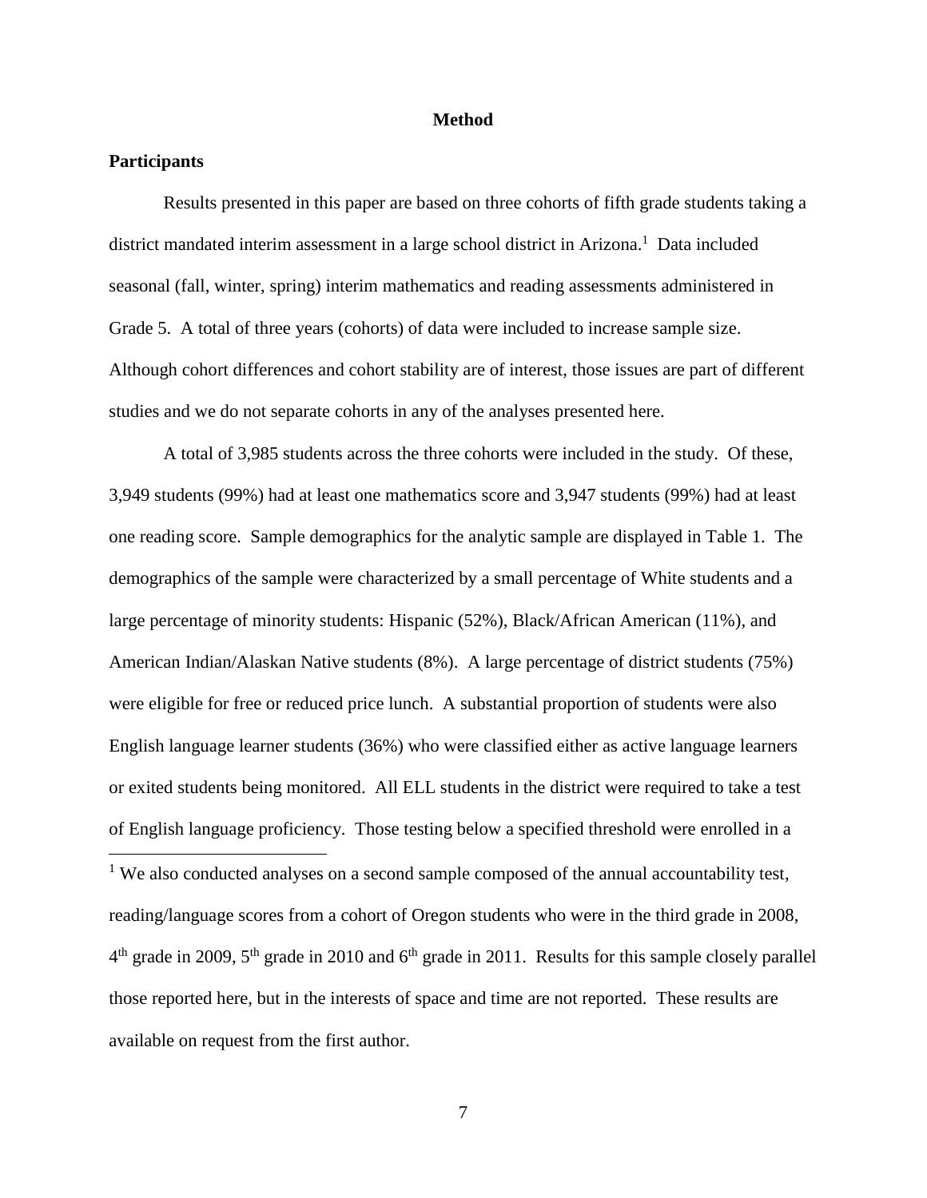# Method

## Participants

Results presented in this paper are based on three cohorts of fifth grade students taking a district mandated interim assessment in a large school district in Arizona.[1] Data included seasonal (fall, winter, spring) interim mathematics and reading assessments administered in Grade 5. A total of three years (cohorts) of data were included to increase sample size. Although cohort differences and cohort stability are of interest, those issues are part of different studies and we do not separate cohorts in any of the analyses presented here.

A total of 3,985 students across the three cohorts were included in the study. Of these, 3,949 students (99%) had at least one mathematics score and 3,947 students (99%) had at least one reading score. Sample demographics for the analytic sample are displayed in Table 1. The demographics of the sample were characterized by a small percentage of White students and a large percentage of minority students: Hispanic (52%), Black/African American (11%), and American Indian/Alaskan Native students (8%). A large percentage of district students (75%) were eligible for free or reduced price lunch. A substantial proportion of students were also English language learner students (36%) who were classified either as active language learners or exited students being monitored. All ELL students in the district were required to take a test of English language proficiency. Those testing below a specified threshold were enrolled in a

[1] We also conducted analyses on a second sample composed of the annual accountability test, reading/language scores from a cohort of Oregon students who were in the third grade in 2008, 4th grade in 2009, 5th grade in 2010 and 6th grade in 2011. Results for this sample closely parallel those reported here, but in the interests of space and time are not reported. These results are available on request from the first author.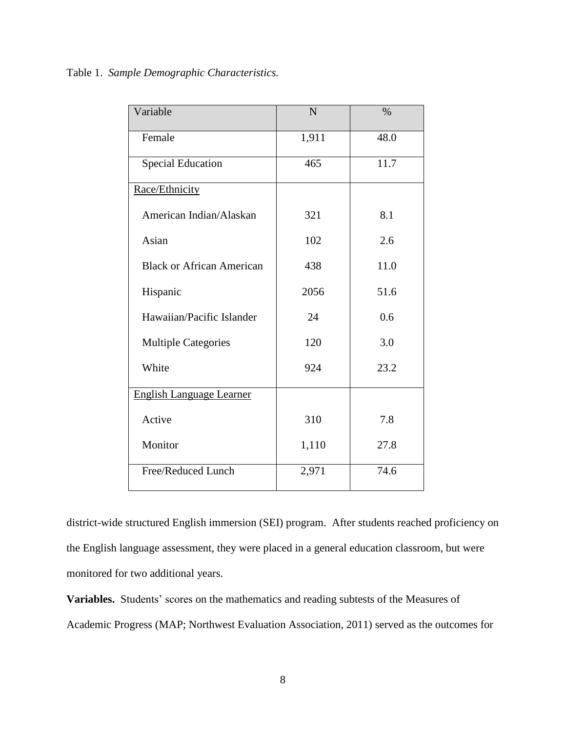Table 1. *Sample Demographic Characteristics.*

| Variable | N | % |
|---|---|---|
| Female | 1,911 | 48.0 |
| Special Education | 465 | 11.7 |
| Race/Ethnicity | | |
| American Indian/Alaskan | 321 | 8.1 |
| Asian | 102 | 2.6 |
| Black or African American | 438 | 11.0 |
| Hispanic | 2056 | 51.6 |
| Hawaiian/Pacific Islander | 24 | 0.6 |
| Multiple Categories | 120 | 3.0 |
| White | 924 | 23.2 |
| English Language Learner | | |
| Active | 310 | 7.8 |
| Monitor | 1,110 | 27.8 |
| Free/Reduced Lunch | 2,971 | 74.6 |

district-wide structured English immersion (SEI) program. After students reached proficiency on the English language assessment, they were placed in a general education classroom, but were monitored for two additional years.

**Variables.** Students' scores on the mathematics and reading subtests of the Measures of Academic Progress (MAP; Northwest Evaluation Association, 2011) served as the outcomes for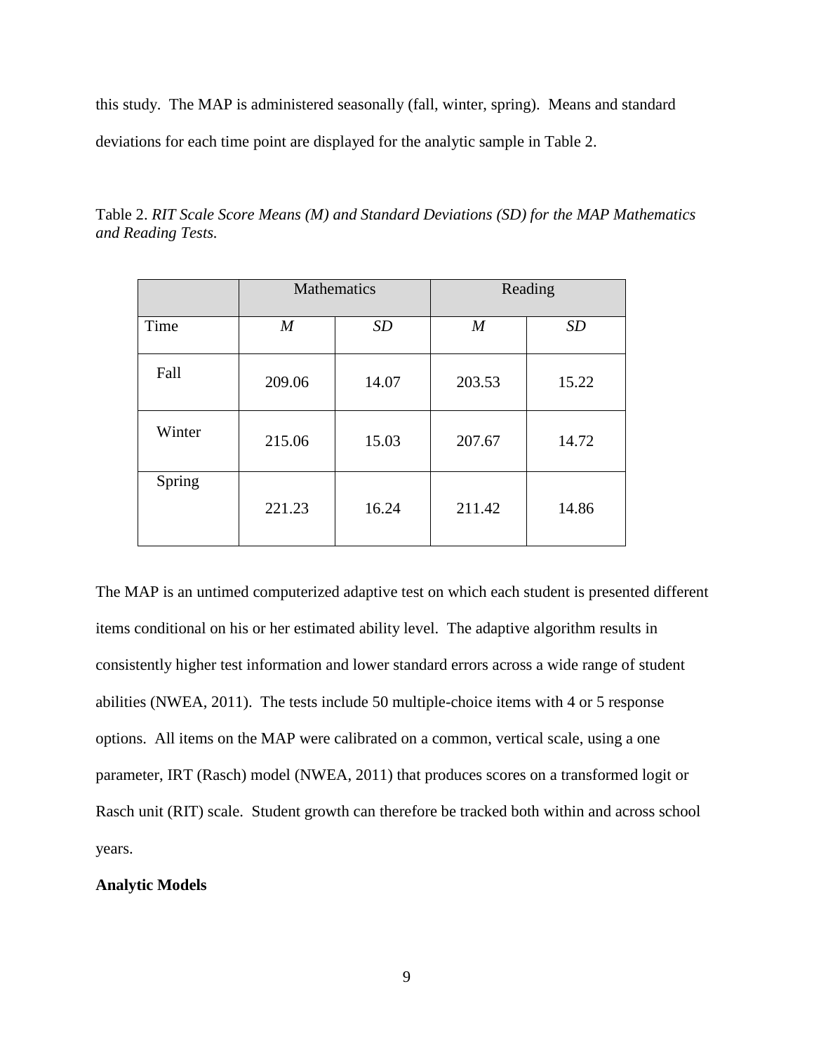this study. The MAP is administered seasonally (fall, winter, spring). Means and standard deviations for each time point are displayed for the analytic sample in Table 2.

Table 2. *RIT Scale Score Means (M) and Standard Deviations (SD) for the MAP Mathematics and Reading Tests.*

| | Mathematics | | Reading | |
|---|---|---|---|---|
| Time | *M* | *SD* | *M* | *SD* |
| Fall | 209.06 | 14.07 | 203.53 | 15.22 |
| Winter | 215.06 | 15.03 | 207.67 | 14.72 |
| Spring | 221.23 | 16.24 | 211.42 | 14.86 |

The MAP is an untimed computerized adaptive test on which each student is presented different items conditional on his or her estimated ability level. The adaptive algorithm results in consistently higher test information and lower standard errors across a wide range of student abilities (NWEA, 2011). The tests include 50 multiple-choice items with 4 or 5 response options. All items on the MAP were calibrated on a common, vertical scale, using a one parameter, IRT (Rasch) model (NWEA, 2011) that produces scores on a transformed logit or Rasch unit (RIT) scale. Student growth can therefore be tracked both within and across school years.

**Analytic Models**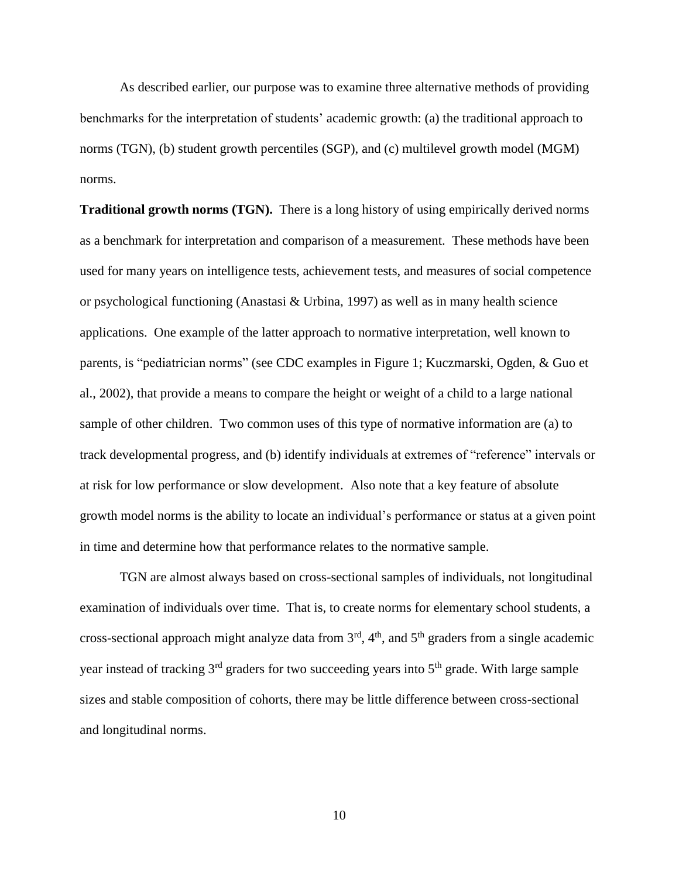As described earlier, our purpose was to examine three alternative methods of providing benchmarks for the interpretation of students' academic growth: (a) the traditional approach to norms (TGN), (b) student growth percentiles (SGP), and (c) multilevel growth model (MGM) norms.

**Traditional growth norms (TGN).** There is a long history of using empirically derived norms as a benchmark for interpretation and comparison of a measurement. These methods have been used for many years on intelligence tests, achievement tests, and measures of social competence or psychological functioning (Anastasi & Urbina, 1997) as well as in many health science applications. One example of the latter approach to normative interpretation, well known to parents, is "pediatrician norms" (see CDC examples in Figure 1; Kuczmarski, Ogden, & Guo et al., 2002), that provide a means to compare the height or weight of a child to a large national sample of other children. Two common uses of this type of normative information are (a) to track developmental progress, and (b) identify individuals at extremes of "reference" intervals or at risk for low performance or slow development. Also note that a key feature of absolute growth model norms is the ability to locate an individual's performance or status at a given point in time and determine how that performance relates to the normative sample.

TGN are almost always based on cross-sectional samples of individuals, not longitudinal examination of individuals over time. That is, to create norms for elementary school students, a cross-sectional approach might analyze data from 3rd, 4th, and 5th graders from a single academic year instead of tracking 3rd graders for two succeeding years into 5th grade. With large sample sizes and stable composition of cohorts, there may be little difference between cross-sectional and longitudinal norms.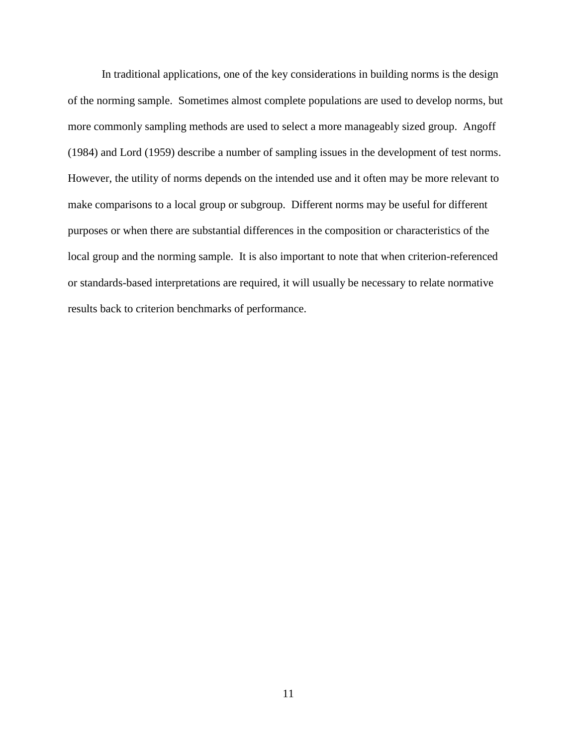In traditional applications, one of the key considerations in building norms is the design of the norming sample. Sometimes almost complete populations are used to develop norms, but more commonly sampling methods are used to select a more manageably sized group. Angoff (1984) and Lord (1959) describe a number of sampling issues in the development of test norms. However, the utility of norms depends on the intended use and it often may be more relevant to make comparisons to a local group or subgroup. Different norms may be useful for different purposes or when there are substantial differences in the composition or characteristics of the local group and the norming sample. It is also important to note that when criterion-referenced or standards-based interpretations are required, it will usually be necessary to relate normative results back to criterion benchmarks of performance.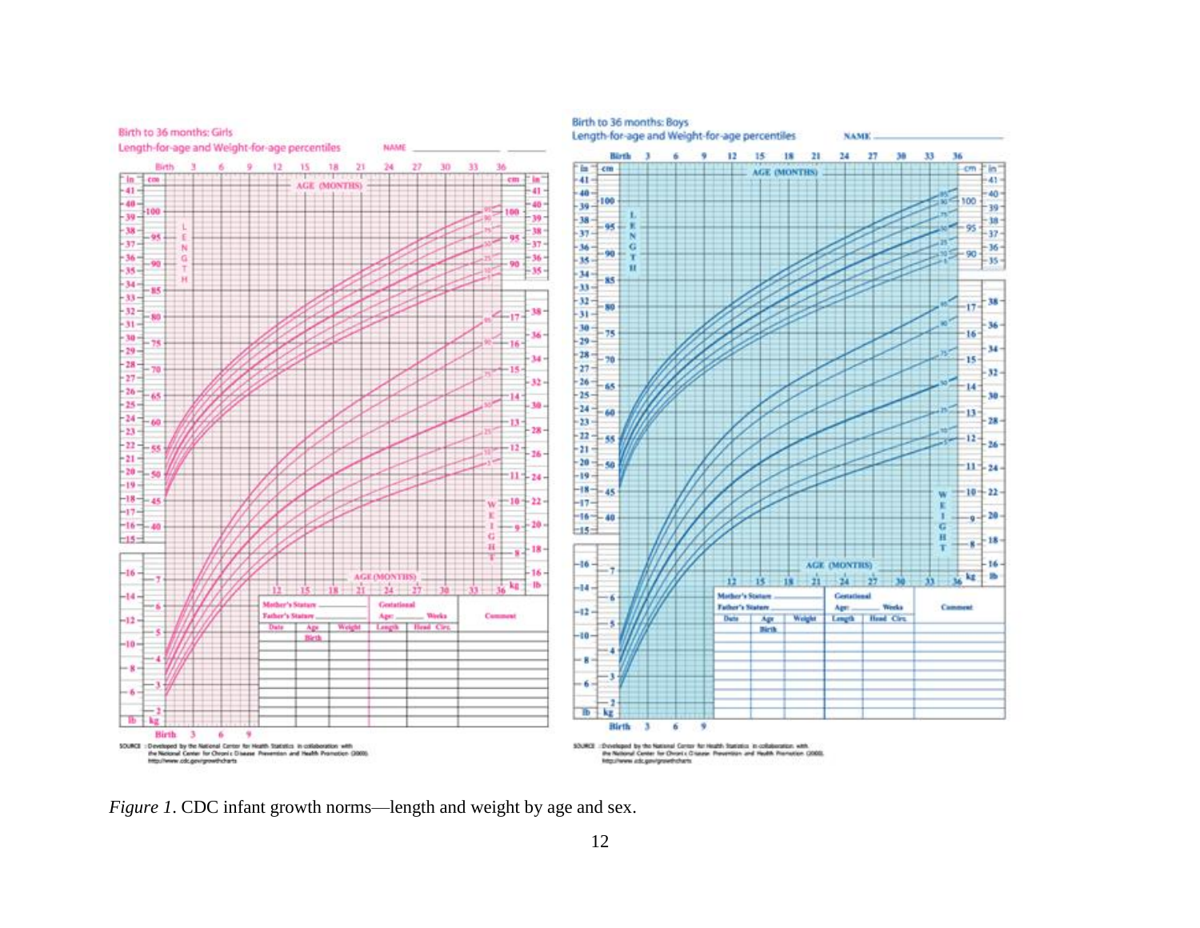*Figure 1*. CDC infant growth norms—length and weight by age and sex.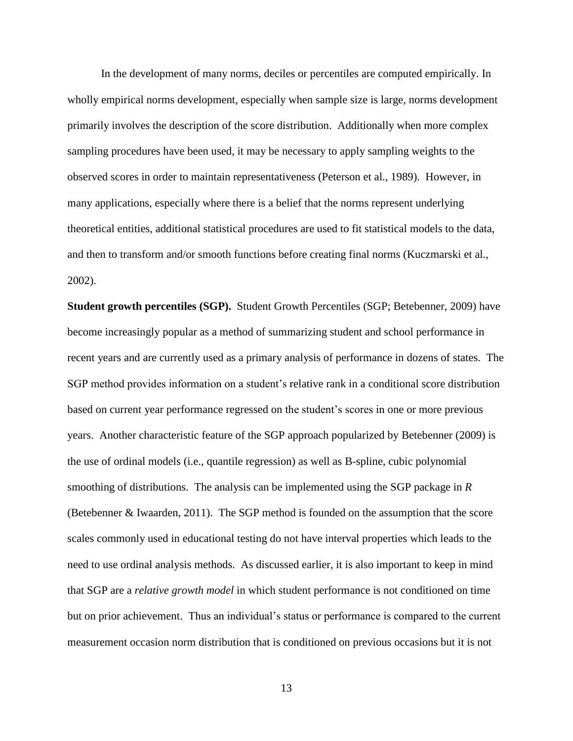In the development of many norms, deciles or percentiles are computed empirically. In wholly empirical norms development, especially when sample size is large, norms development primarily involves the description of the score distribution. Additionally when more complex sampling procedures have been used, it may be necessary to apply sampling weights to the observed scores in order to maintain representativeness (Peterson et al., 1989). However, in many applications, especially where there is a belief that the norms represent underlying theoretical entities, additional statistical procedures are used to fit statistical models to the data, and then to transform and/or smooth functions before creating final norms (Kuczmarski et al., 2002).

**Student growth percentiles (SGP).** Student Growth Percentiles (SGP; Betebenner, 2009) have become increasingly popular as a method of summarizing student and school performance in recent years and are currently used as a primary analysis of performance in dozens of states. The SGP method provides information on a student's relative rank in a conditional score distribution based on current year performance regressed on the student's scores in one or more previous years. Another characteristic feature of the SGP approach popularized by Betebenner (2009) is the use of ordinal models (i.e., quantile regression) as well as B-spline, cubic polynomial smoothing of distributions. The analysis can be implemented using the SGP package in *R* (Betebenner & Iwaarden, 2011). The SGP method is founded on the assumption that the score scales commonly used in educational testing do not have interval properties which leads to the need to use ordinal analysis methods. As discussed earlier, it is also important to keep in mind that SGP are a *relative growth model* in which student performance is not conditioned on time but on prior achievement. Thus an individual's status or performance is compared to the current measurement occasion norm distribution that is conditioned on previous occasions but it is not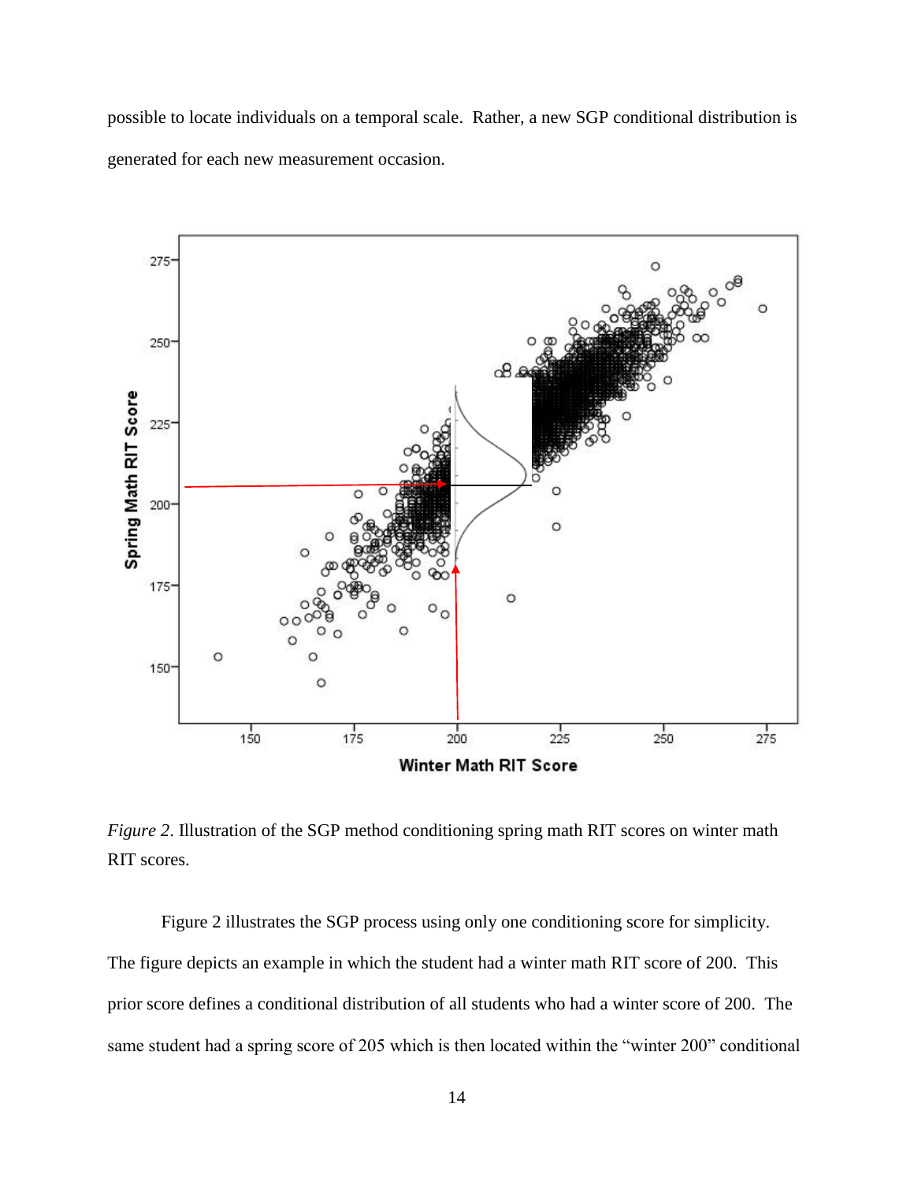possible to locate individuals on a temporal scale. Rather, a new SGP conditional distribution is generated for each new measurement occasion.

*Figure 2*. Illustration of the SGP method conditioning spring math RIT scores on winter math RIT scores.

Figure 2 illustrates the SGP process using only one conditioning score for simplicity. The figure depicts an example in which the student had a winter math RIT score of 200. This prior score defines a conditional distribution of all students who had a winter score of 200. The same student had a spring score of 205 which is then located within the "winter 200" conditional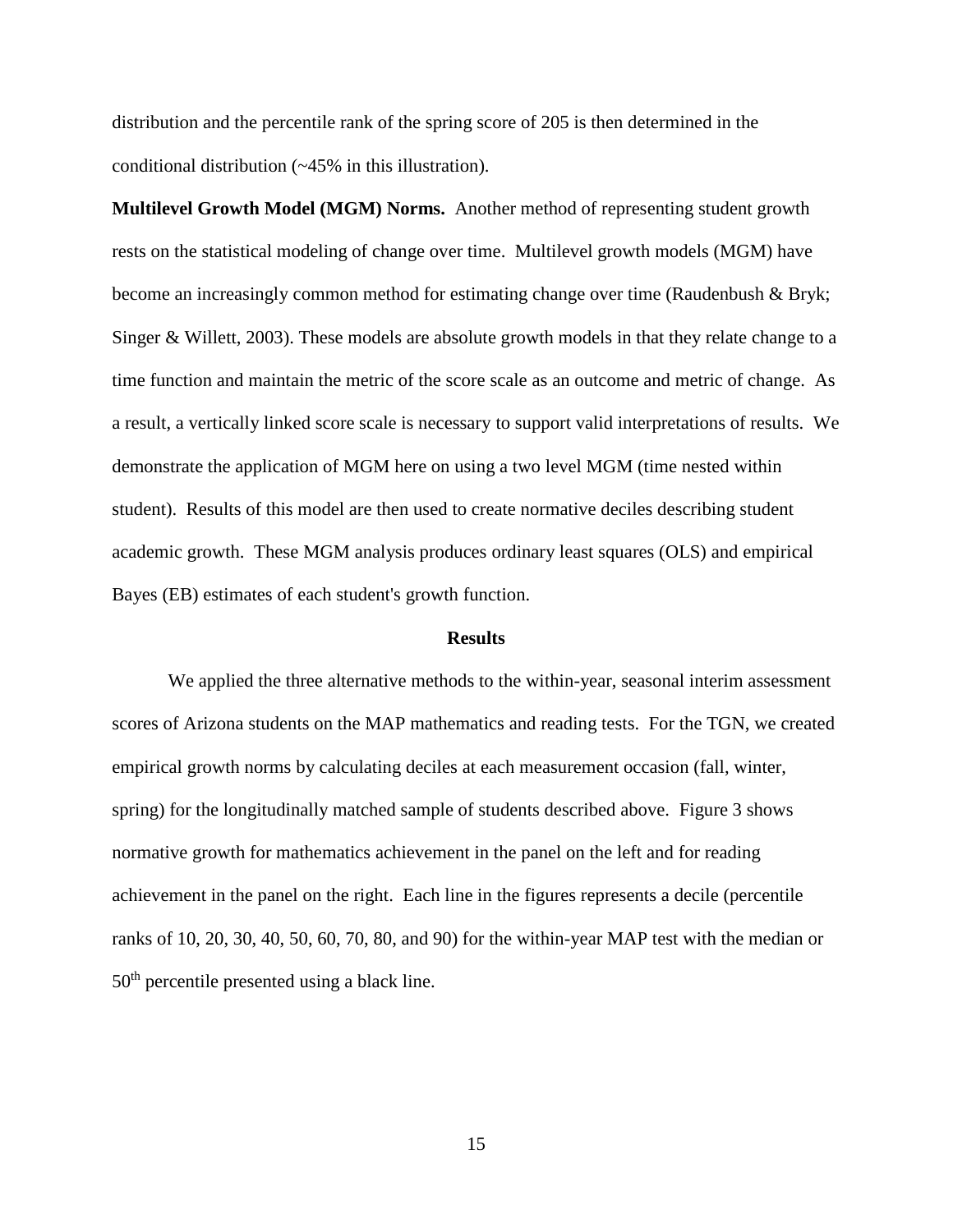distribution and the percentile rank of the spring score of 205 is then determined in the conditional distribution (~45% in this illustration).

**Multilevel Growth Model (MGM) Norms.** Another method of representing student growth rests on the statistical modeling of change over time. Multilevel growth models (MGM) have become an increasingly common method for estimating change over time (Raudenbush & Bryk; Singer & Willett, 2003). These models are absolute growth models in that they relate change to a time function and maintain the metric of the score scale as an outcome and metric of change. As a result, a vertically linked score scale is necessary to support valid interpretations of results. We demonstrate the application of MGM here on using a two level MGM (time nested within student). Results of this model are then used to create normative deciles describing student academic growth. These MGM analysis produces ordinary least squares (OLS) and empirical Bayes (EB) estimates of each student's growth function.

## Results

We applied the three alternative methods to the within-year, seasonal interim assessment scores of Arizona students on the MAP mathematics and reading tests. For the TGN, we created empirical growth norms by calculating deciles at each measurement occasion (fall, winter, spring) for the longitudinally matched sample of students described above. Figure 3 shows normative growth for mathematics achievement in the panel on the left and for reading achievement in the panel on the right. Each line in the figures represents a decile (percentile ranks of 10, 20, 30, 40, 50, 60, 70, 80, and 90) for the within-year MAP test with the median or $50^{th}$ percentile presented using a black line.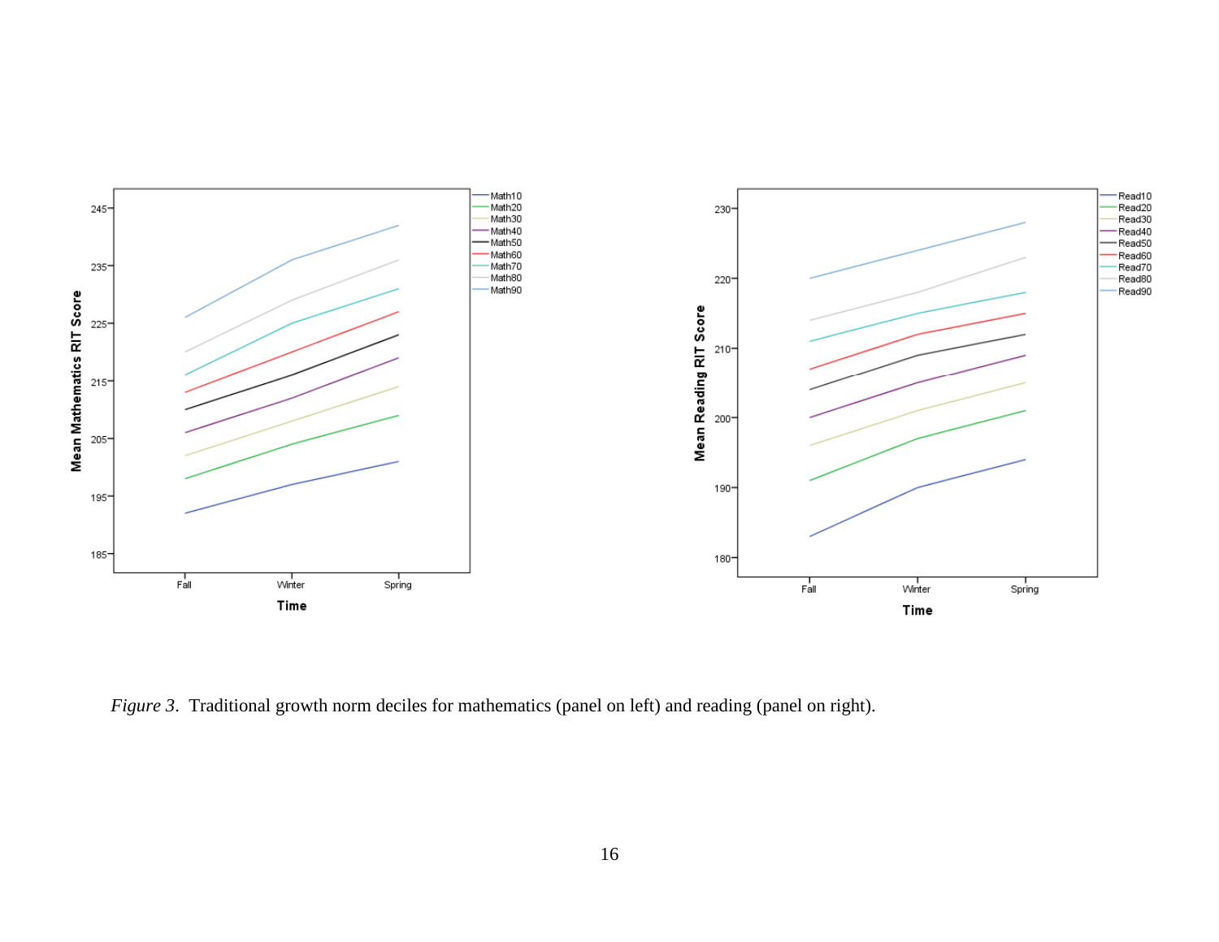*Figure 3*. Traditional growth norm deciles for mathematics (panel on left) and reading (panel on right).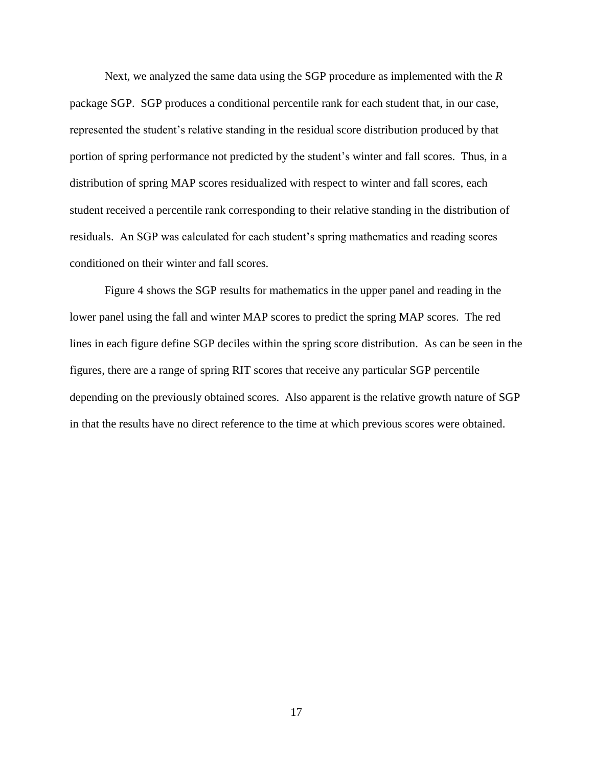Next, we analyzed the same data using the SGP procedure as implemented with the *R* package SGP. SGP produces a conditional percentile rank for each student that, in our case, represented the student's relative standing in the residual score distribution produced by that portion of spring performance not predicted by the student's winter and fall scores. Thus, in a distribution of spring MAP scores residualized with respect to winter and fall scores, each student received a percentile rank corresponding to their relative standing in the distribution of residuals. An SGP was calculated for each student's spring mathematics and reading scores conditioned on their winter and fall scores.

Figure 4 shows the SGP results for mathematics in the upper panel and reading in the lower panel using the fall and winter MAP scores to predict the spring MAP scores. The red lines in each figure define SGP deciles within the spring score distribution. As can be seen in the figures, there are a range of spring RIT scores that receive any particular SGP percentile depending on the previously obtained scores. Also apparent is the relative growth nature of SGP in that the results have no direct reference to the time at which previous scores were obtained.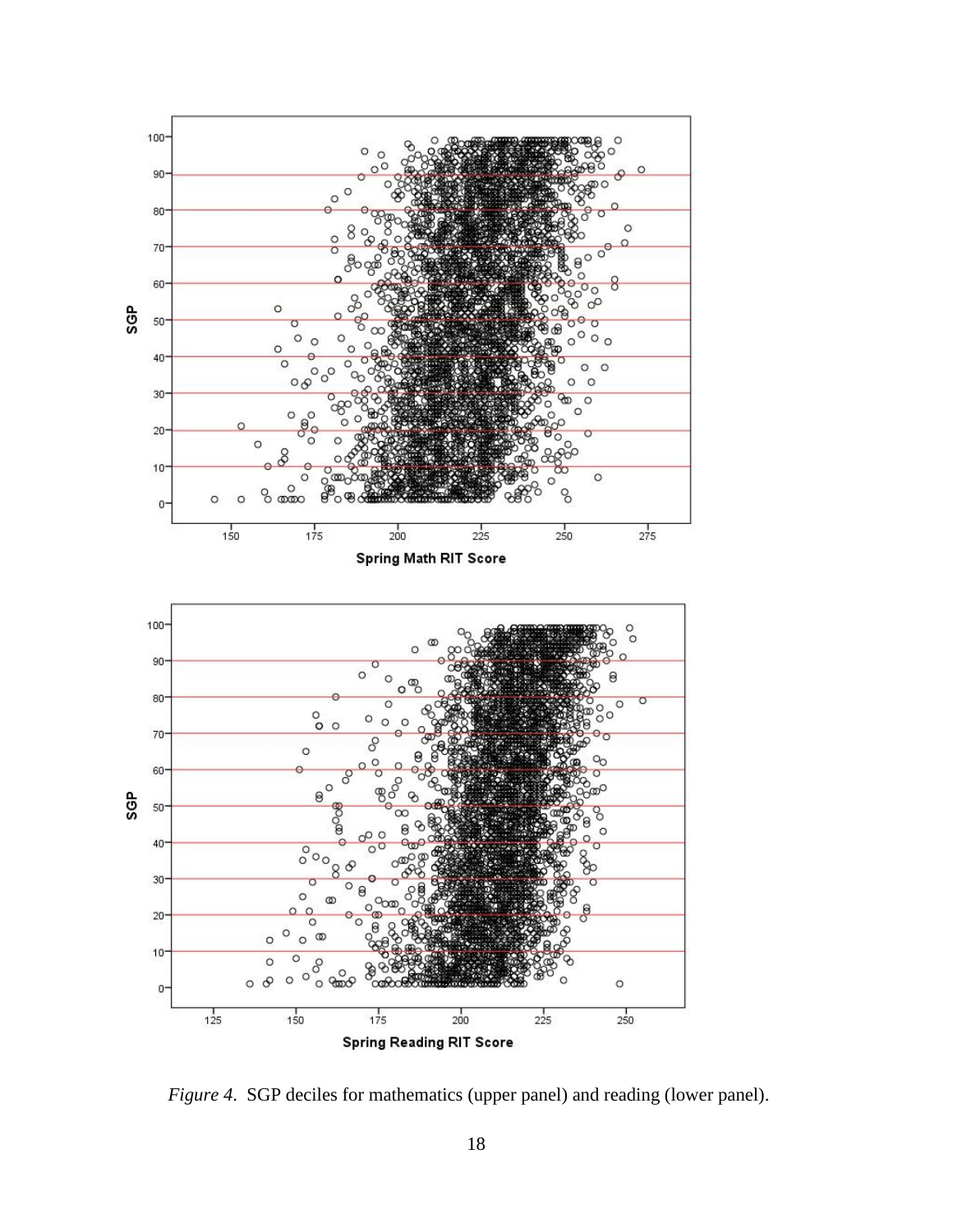*Figure 4*. SGP deciles for mathematics (upper panel) and reading (lower panel).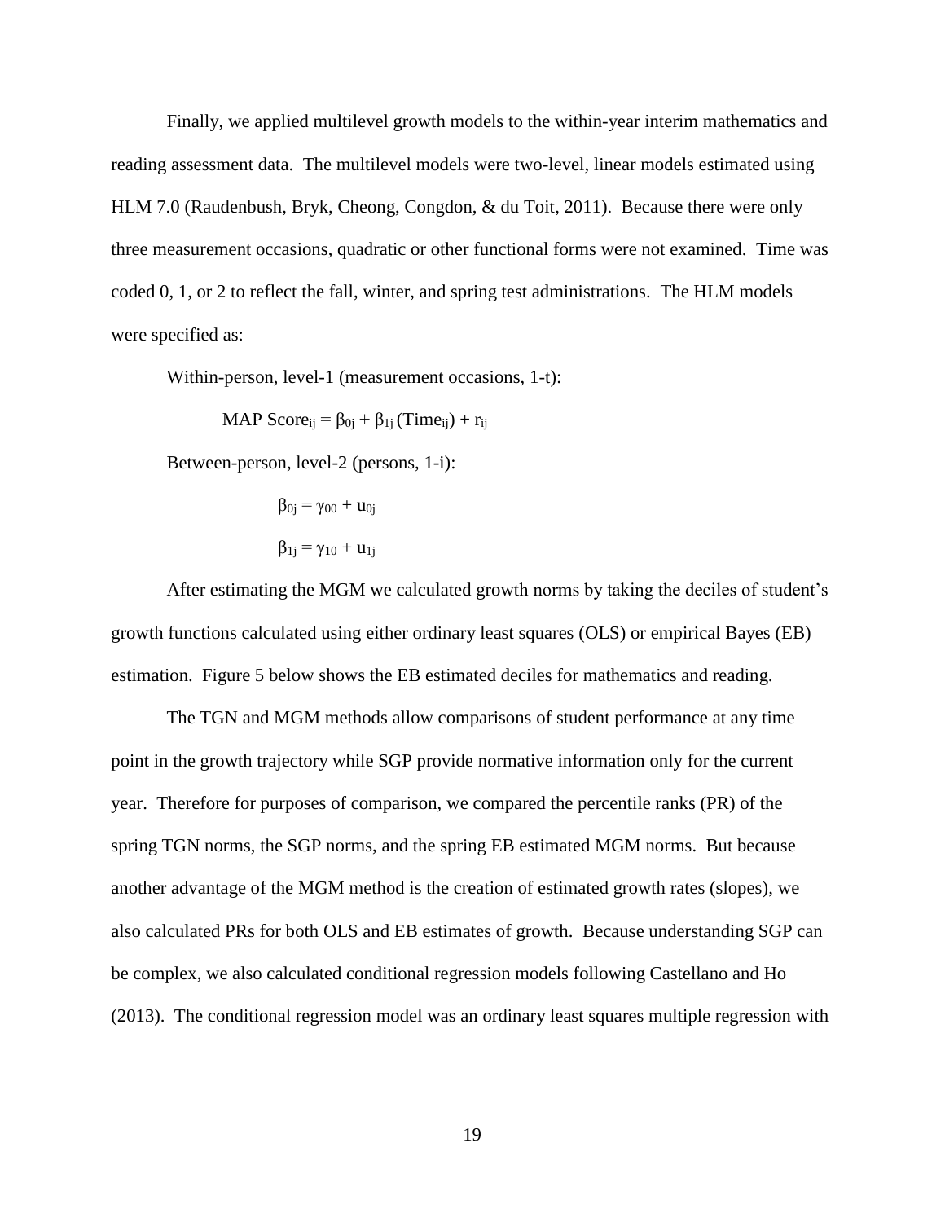Finally, we applied multilevel growth models to the within-year interim mathematics and reading assessment data. The multilevel models were two-level, linear models estimated using HLM 7.0 (Raudenbush, Bryk, Cheong, Congdon, & du Toit, 2011). Because there were only three measurement occasions, quadratic or other functional forms were not examined. Time was coded 0, 1, or 2 to reflect the fall, winter, and spring test administrations. The HLM models were specified as:

Within-person, level-1 (measurement occasions, 1-t):

$$\text{MAP Score}_{ij} = \beta_{0j} + \beta_{1j}(\text{Time}_{ij}) + r_{ij}$$

Between-person, level-2 (persons, 1-i):

$$\beta_{0j} = \gamma_{00} + u_{0j}$$

$$\beta_{1j} = \gamma_{10} + u_{1j}$$

After estimating the MGM we calculated growth norms by taking the deciles of student's growth functions calculated using either ordinary least squares (OLS) or empirical Bayes (EB) estimation. Figure 5 below shows the EB estimated deciles for mathematics and reading.

The TGN and MGM methods allow comparisons of student performance at any time point in the growth trajectory while SGP provide normative information only for the current year. Therefore for purposes of comparison, we compared the percentile ranks (PR) of the spring TGN norms, the SGP norms, and the spring EB estimated MGM norms. But because another advantage of the MGM method is the creation of estimated growth rates (slopes), we also calculated PRs for both OLS and EB estimates of growth. Because understanding SGP can be complex, we also calculated conditional regression models following Castellano and Ho (2013). The conditional regression model was an ordinary least squares multiple regression with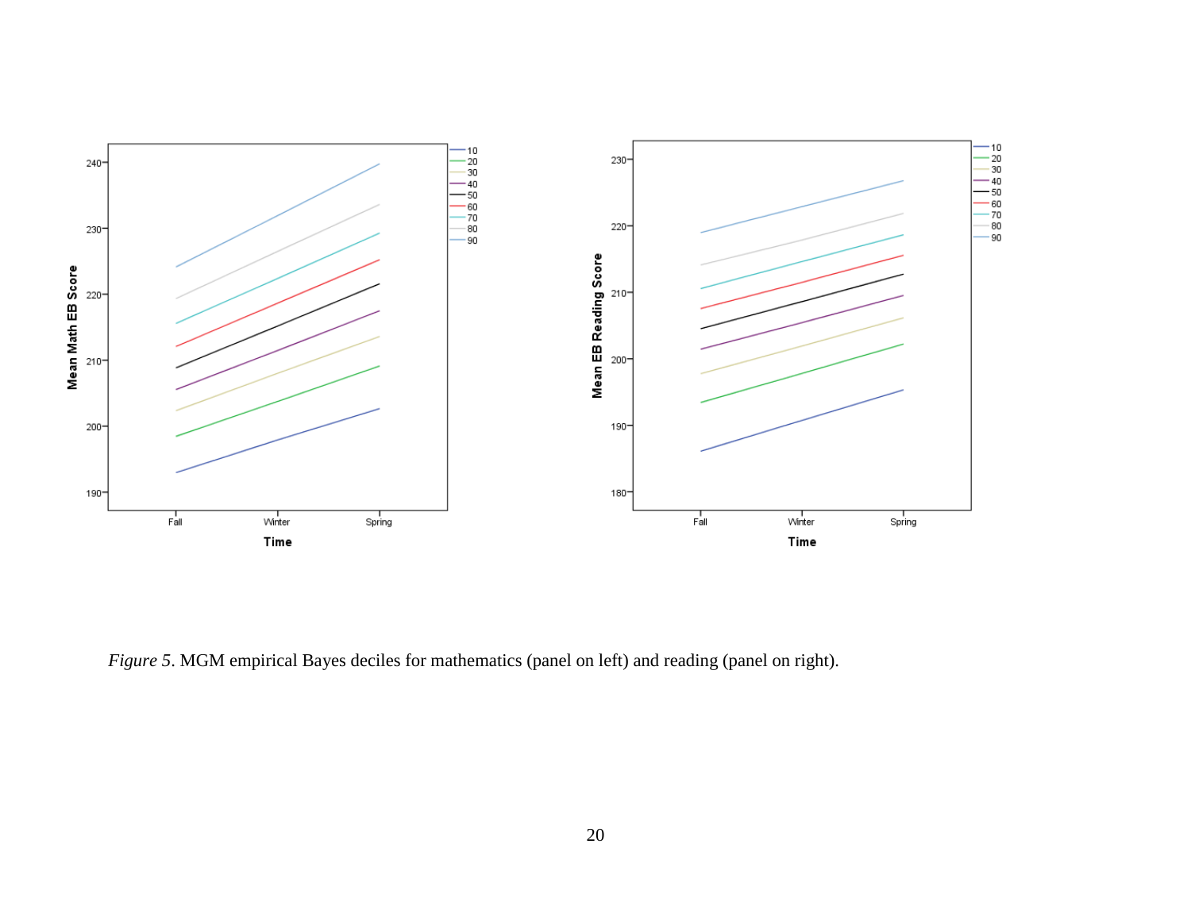*Figure 5*. MGM empirical Bayes deciles for mathematics (panel on left) and reading (panel on right).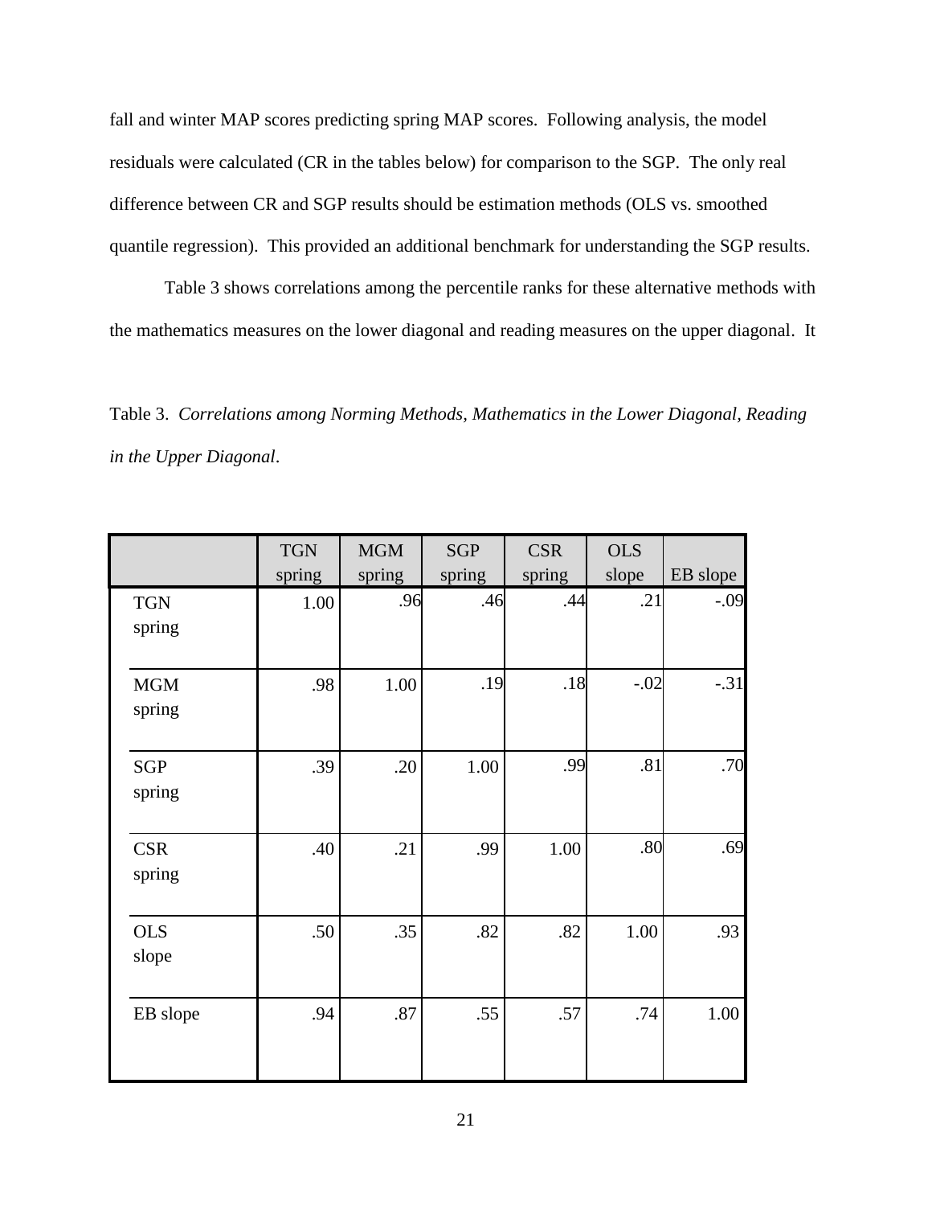fall and winter MAP scores predicting spring MAP scores. Following analysis, the model residuals were calculated (CR in the tables below) for comparison to the SGP. The only real difference between CR and SGP results should be estimation methods (OLS vs. smoothed quantile regression). This provided an additional benchmark for understanding the SGP results.

Table 3 shows correlations among the percentile ranks for these alternative methods with the mathematics measures on the lower diagonal and reading measures on the upper diagonal. It

Table 3. *Correlations among Norming Methods, Mathematics in the Lower Diagonal, Reading in the Upper Diagonal*.

| | TGN spring | MGM spring | SGP spring | CSR spring | OLS slope | EB slope |
|---|---|---|---|---|---|---|
| TGN spring | 1.00 | .96 | .46 | .44 | .21 | -.09 |
| MGM spring | .98 | 1.00 | .19 | .18 | -.02 | -.31 |
| SGP spring | .39 | .20 | 1.00 | .99 | .81 | .70 |
| CSR spring | .40 | .21 | .99 | 1.00 | .80 | .69 |
| OLS slope | .50 | .35 | .82 | .82 | 1.00 | .93 |
| EB slope | .94 | .87 | .55 | .57 | .74 | 1.00 |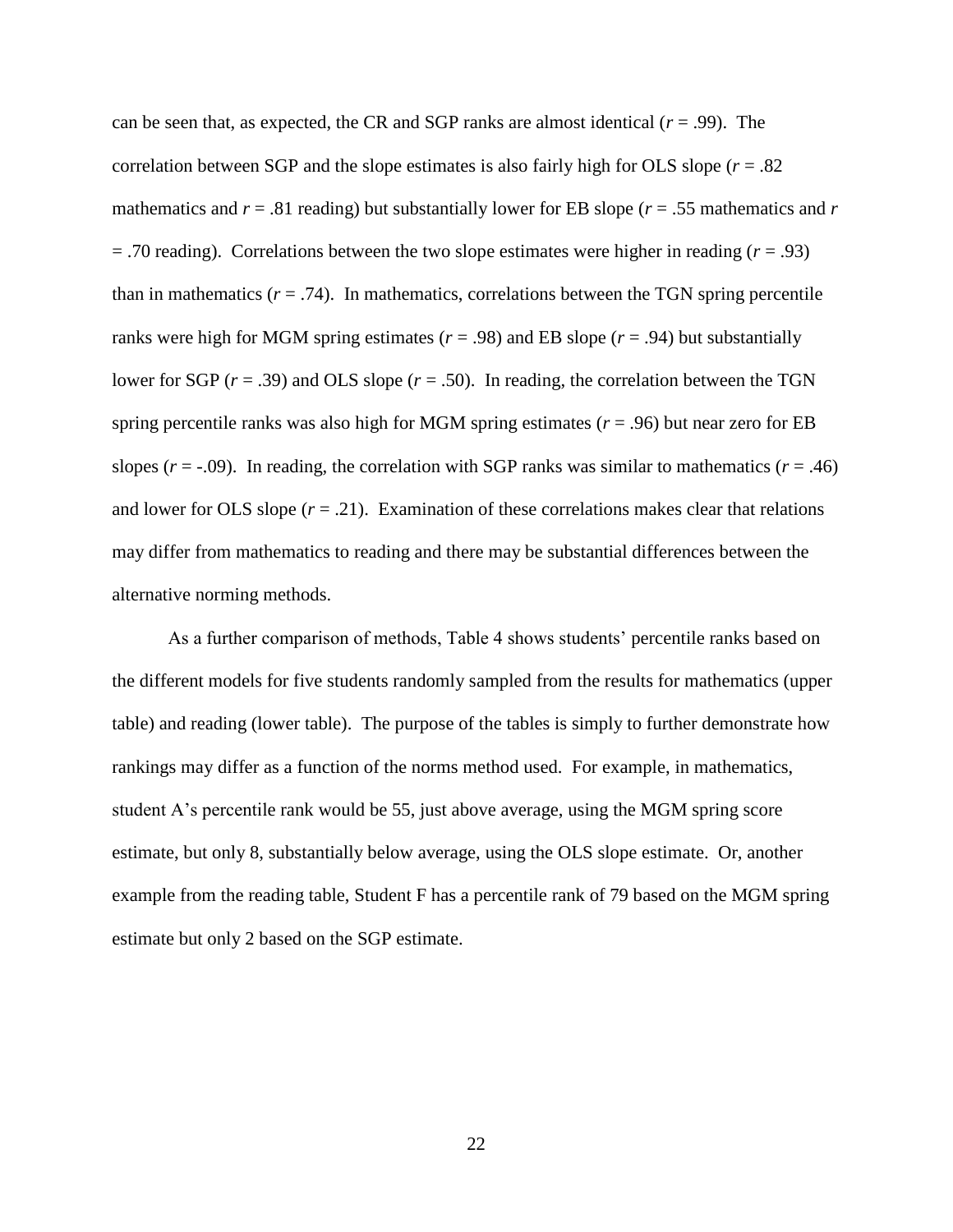can be seen that, as expected, the CR and SGP ranks are almost identical ($r$ = .99). The correlation between SGP and the slope estimates is also fairly high for OLS slope ($r$ = .82 mathematics and $r$ = .81 reading) but substantially lower for EB slope ($r$ = .55 mathematics and $r$ = .70 reading). Correlations between the two slope estimates were higher in reading ($r$ = .93) than in mathematics ($r$ = .74). In mathematics, correlations between the TGN spring percentile ranks were high for MGM spring estimates ($r$ = .98) and EB slope ($r$ = .94) but substantially lower for SGP ($r$ = .39) and OLS slope ($r$ = .50). In reading, the correlation between the TGN spring percentile ranks was also high for MGM spring estimates ($r$ = .96) but near zero for EB slopes ($r$ = -.09). In reading, the correlation with SGP ranks was similar to mathematics ($r$ = .46) and lower for OLS slope ($r$ = .21). Examination of these correlations makes clear that relations may differ from mathematics to reading and there may be substantial differences between the alternative norming methods.

As a further comparison of methods, Table 4 shows students' percentile ranks based on the different models for five students randomly sampled from the results for mathematics (upper table) and reading (lower table). The purpose of the tables is simply to further demonstrate how rankings may differ as a function of the norms method used. For example, in mathematics, student A's percentile rank would be 55, just above average, using the MGM spring score estimate, but only 8, substantially below average, using the OLS slope estimate. Or, another example from the reading table, Student F has a percentile rank of 79 based on the MGM spring estimate but only 2 based on the SGP estimate.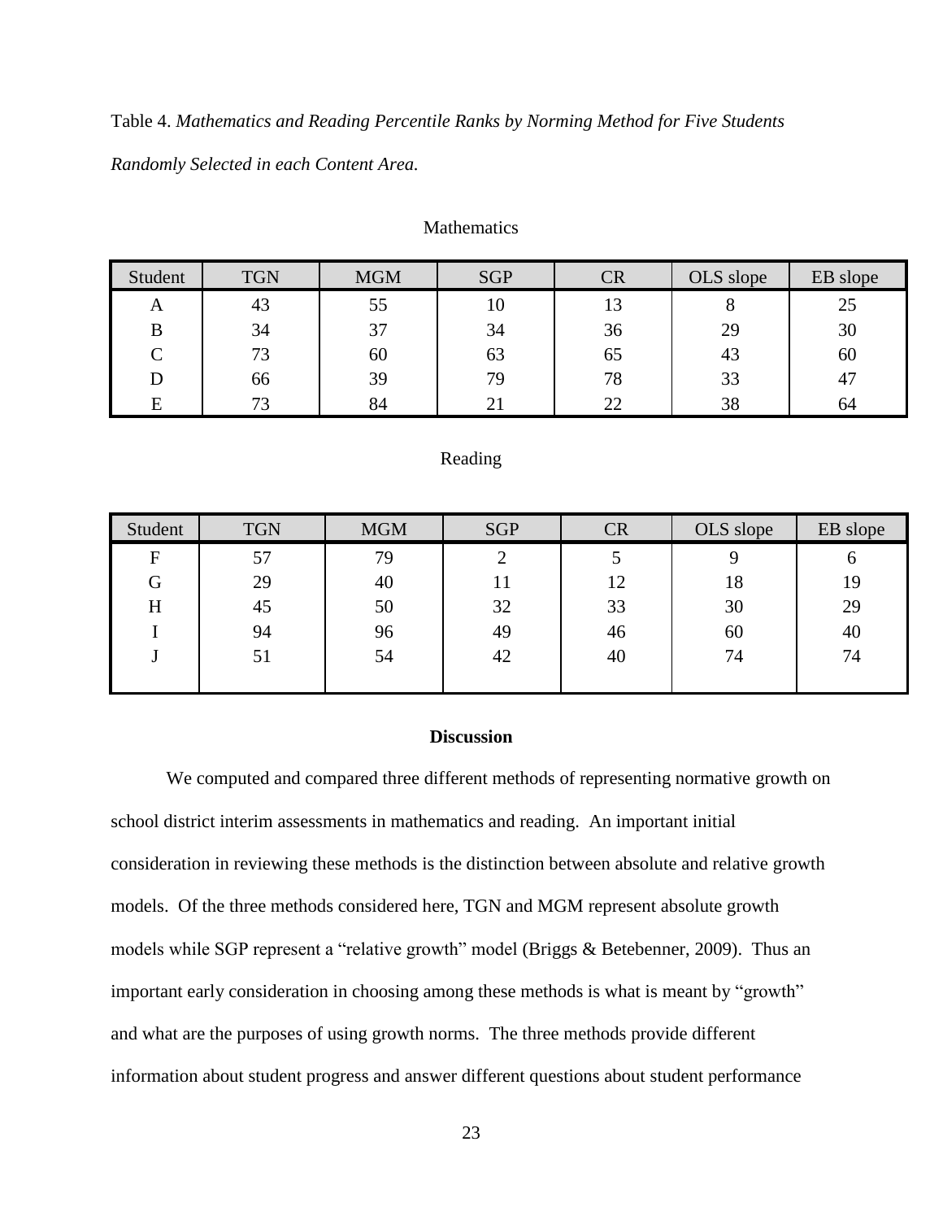Table 4. *Mathematics and Reading Percentile Ranks by Norming Method for Five Students Randomly Selected in each Content Area.*

Mathematics

| Student | TGN | MGM | SGP | CR | OLS slope | EB slope |
|---|---|---|---|---|---|---|
| A | 43 | 55 | 10 | 13 | 8 | 25 |
| B | 34 | 37 | 34 | 36 | 29 | 30 |
| C | 73 | 60 | 63 | 65 | 43 | 60 |
| D | 66 | 39 | 79 | 78 | 33 | 47 |
| E | 73 | 84 | 21 | 22 | 38 | 64 |

Reading

| Student | TGN | MGM | SGP | CR | OLS slope | EB slope |
|---|---|---|---|---|---|---|
| F | 57 | 79 | 2 | 5 | 9 | 6 |
| G | 29 | 40 | 11 | 12 | 18 | 19 |
| H | 45 | 50 | 32 | 33 | 30 | 29 |
| I | 94 | 96 | 49 | 46 | 60 | 40 |
| J | 51 | 54 | 42 | 40 | 74 | 74 |

## Discussion

We computed and compared three different methods of representing normative growth on school district interim assessments in mathematics and reading. An important initial consideration in reviewing these methods is the distinction between absolute and relative growth models. Of the three methods considered here, TGN and MGM represent absolute growth models while SGP represent a "relative growth" model (Briggs & Betebenner, 2009). Thus an important early consideration in choosing among these methods is what is meant by "growth" and what are the purposes of using growth norms. The three methods provide different information about student progress and answer different questions about student performance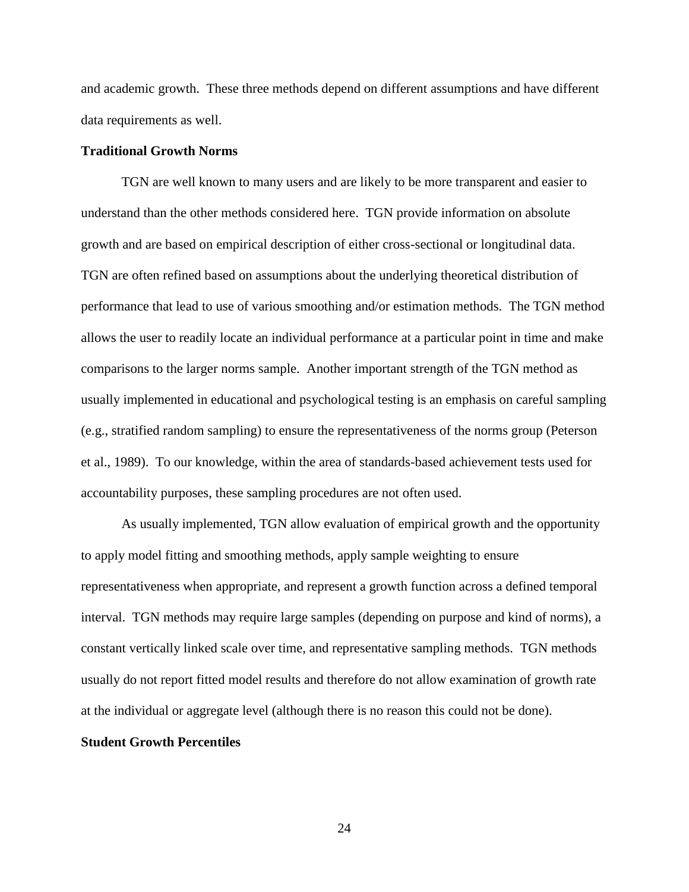and academic growth. These three methods depend on different assumptions and have different data requirements as well.

**Traditional Growth Norms**

TGN are well known to many users and are likely to be more transparent and easier to understand than the other methods considered here. TGN provide information on absolute growth and are based on empirical description of either cross-sectional or longitudinal data. TGN are often refined based on assumptions about the underlying theoretical distribution of performance that lead to use of various smoothing and/or estimation methods. The TGN method allows the user to readily locate an individual performance at a particular point in time and make comparisons to the larger norms sample. Another important strength of the TGN method as usually implemented in educational and psychological testing is an emphasis on careful sampling (e.g., stratified random sampling) to ensure the representativeness of the norms group (Peterson et al., 1989). To our knowledge, within the area of standards-based achievement tests used for accountability purposes, these sampling procedures are not often used.

As usually implemented, TGN allow evaluation of empirical growth and the opportunity to apply model fitting and smoothing methods, apply sample weighting to ensure representativeness when appropriate, and represent a growth function across a defined temporal interval. TGN methods may require large samples (depending on purpose and kind of norms), a constant vertically linked scale over time, and representative sampling methods. TGN methods usually do not report fitted model results and therefore do not allow examination of growth rate at the individual or aggregate level (although there is no reason this could not be done).

**Student Growth Percentiles**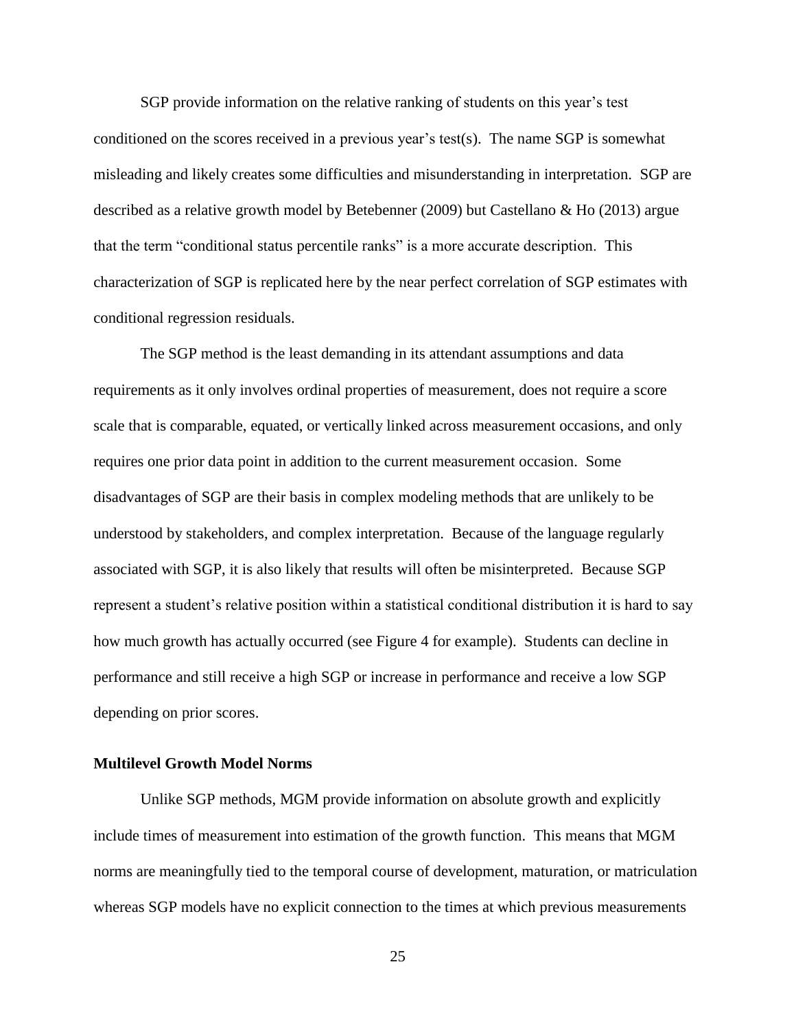SGP provide information on the relative ranking of students on this year's test conditioned on the scores received in a previous year's test(s). The name SGP is somewhat misleading and likely creates some difficulties and misunderstanding in interpretation. SGP are described as a relative growth model by Betebenner (2009) but Castellano & Ho (2013) argue that the term "conditional status percentile ranks" is a more accurate description. This characterization of SGP is replicated here by the near perfect correlation of SGP estimates with conditional regression residuals.

The SGP method is the least demanding in its attendant assumptions and data requirements as it only involves ordinal properties of measurement, does not require a score scale that is comparable, equated, or vertically linked across measurement occasions, and only requires one prior data point in addition to the current measurement occasion. Some disadvantages of SGP are their basis in complex modeling methods that are unlikely to be understood by stakeholders, and complex interpretation. Because of the language regularly associated with SGP, it is also likely that results will often be misinterpreted. Because SGP represent a student's relative position within a statistical conditional distribution it is hard to say how much growth has actually occurred (see Figure 4 for example). Students can decline in performance and still receive a high SGP or increase in performance and receive a low SGP depending on prior scores.

**Multilevel Growth Model Norms**

Unlike SGP methods, MGM provide information on absolute growth and explicitly include times of measurement into estimation of the growth function. This means that MGM norms are meaningfully tied to the temporal course of development, maturation, or matriculation whereas SGP models have no explicit connection to the times at which previous measurements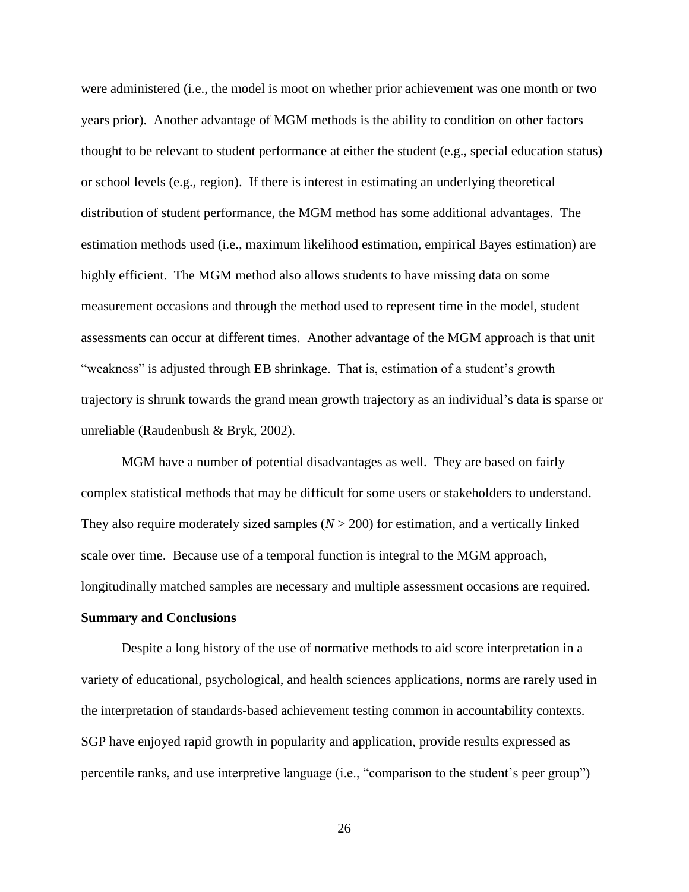were administered (i.e., the model is moot on whether prior achievement was one month or two years prior). Another advantage of MGM methods is the ability to condition on other factors thought to be relevant to student performance at either the student (e.g., special education status) or school levels (e.g., region). If there is interest in estimating an underlying theoretical distribution of student performance, the MGM method has some additional advantages. The estimation methods used (i.e., maximum likelihood estimation, empirical Bayes estimation) are highly efficient. The MGM method also allows students to have missing data on some measurement occasions and through the method used to represent time in the model, student assessments can occur at different times. Another advantage of the MGM approach is that unit "weakness" is adjusted through EB shrinkage. That is, estimation of a student's growth trajectory is shrunk towards the grand mean growth trajectory as an individual's data is sparse or unreliable (Raudenbush & Bryk, 2002).

MGM have a number of potential disadvantages as well. They are based on fairly complex statistical methods that may be difficult for some users or stakeholders to understand. They also require moderately sized samples ($N > 200$) for estimation, and a vertically linked scale over time. Because use of a temporal function is integral to the MGM approach, longitudinally matched samples are necessary and multiple assessment occasions are required.

**Summary and Conclusions**

Despite a long history of the use of normative methods to aid score interpretation in a variety of educational, psychological, and health sciences applications, norms are rarely used in the interpretation of standards-based achievement testing common in accountability contexts. SGP have enjoyed rapid growth in popularity and application, provide results expressed as percentile ranks, and use interpretive language (i.e., "comparison to the student's peer group")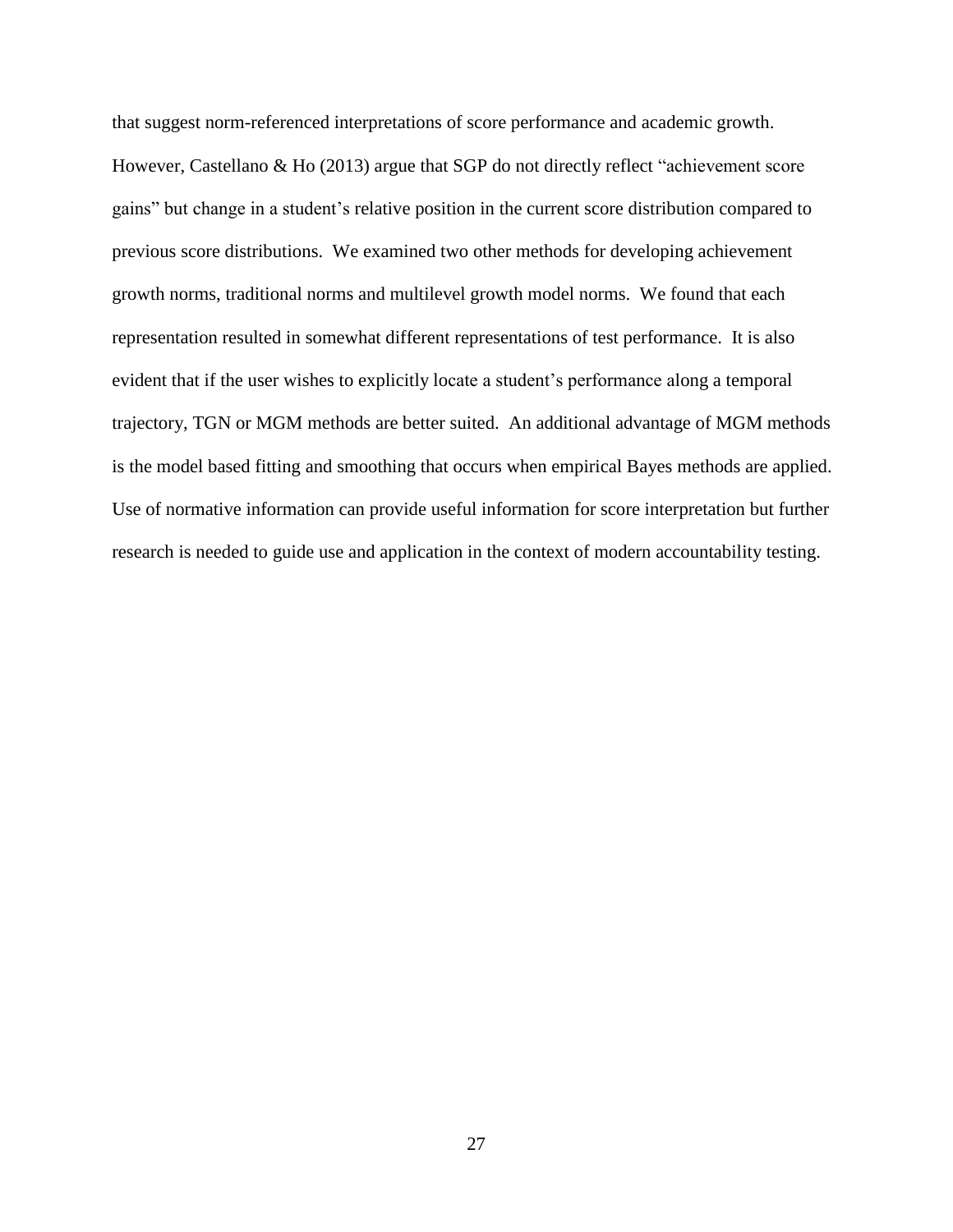that suggest norm-referenced interpretations of score performance and academic growth. However, Castellano & Ho (2013) argue that SGP do not directly reflect "achievement score gains" but change in a student's relative position in the current score distribution compared to previous score distributions. We examined two other methods for developing achievement growth norms, traditional norms and multilevel growth model norms. We found that each representation resulted in somewhat different representations of test performance. It is also evident that if the user wishes to explicitly locate a student's performance along a temporal trajectory, TGN or MGM methods are better suited. An additional advantage of MGM methods is the model based fitting and smoothing that occurs when empirical Bayes methods are applied. Use of normative information can provide useful information for score interpretation but further research is needed to guide use and application in the context of modern accountability testing.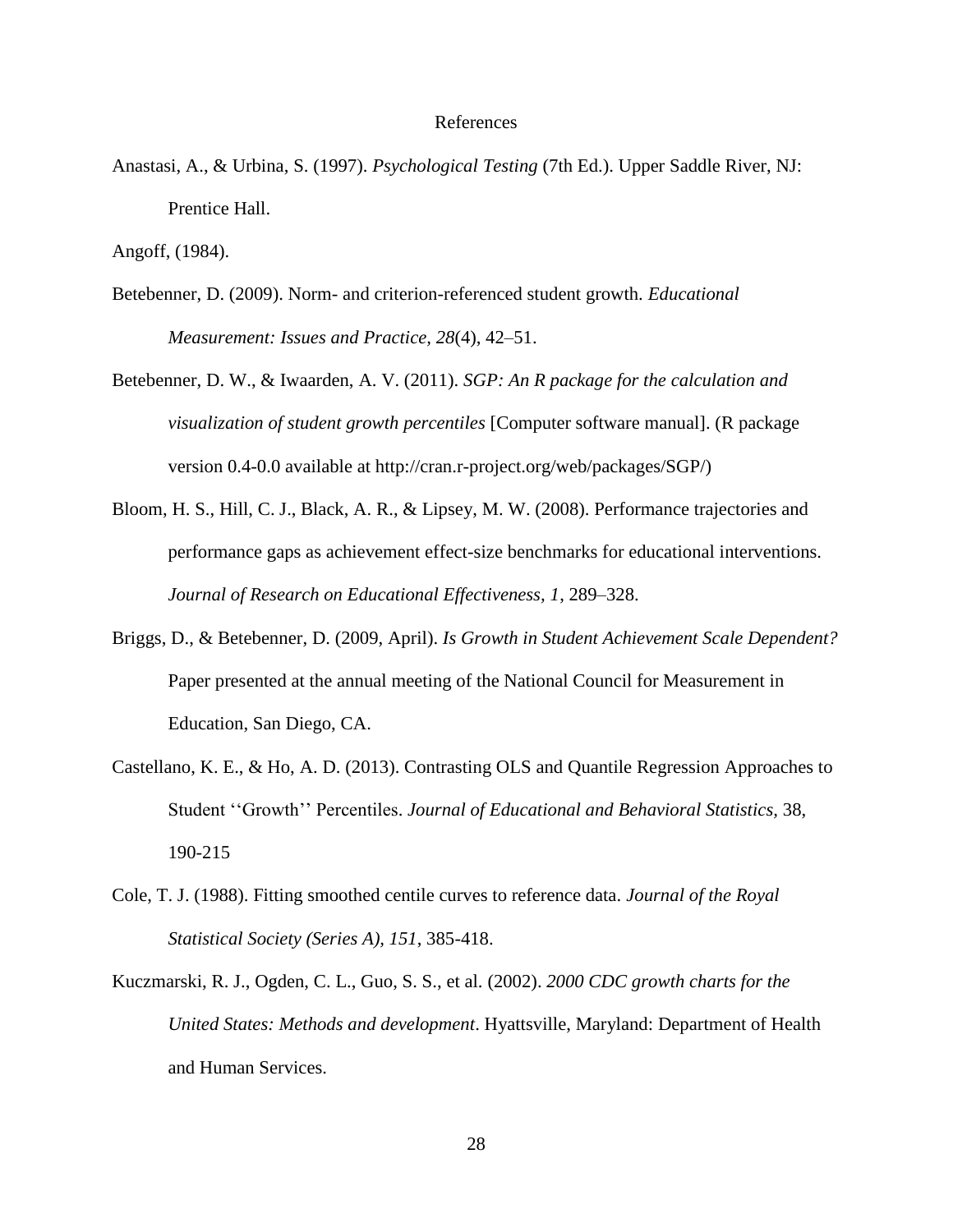# References

Anastasi, A., & Urbina, S. (1997). *Psychological Testing* (7th Ed.). Upper Saddle River, NJ: Prentice Hall.

Angoff, (1984).

Betebenner, D. (2009). Norm- and criterion-referenced student growth. *Educational Measurement: Issues and Practice, 28*(4), 42–51.

Betebenner, D. W., & Iwaarden, A. V. (2011). *SGP: An R package for the calculation and visualization of student growth percentiles* [Computer software manual]. (R package version 0.4-0.0 available at http://cran.r-project.org/web/packages/SGP/)

Bloom, H. S., Hill, C. J., Black, A. R., & Lipsey, M. W. (2008). Performance trajectories and performance gaps as achievement effect-size benchmarks for educational interventions. *Journal of Research on Educational Effectiveness, 1*, 289–328.

Briggs, D., & Betebenner, D. (2009, April). *Is Growth in Student Achievement Scale Dependent?* Paper presented at the annual meeting of the National Council for Measurement in Education, San Diego, CA.

Castellano, K. E., & Ho, A. D. (2013). Contrasting OLS and Quantile Regression Approaches to Student ''Growth'' Percentiles. *Journal of Educational and Behavioral Statistics,* 38, 190-215

Cole, T. J. (1988). Fitting smoothed centile curves to reference data. *Journal of the Royal Statistical Society (Series A), 151*, 385-418.

Kuczmarski, R. J., Ogden, C. L., Guo, S. S., et al. (2002). *2000 CDC growth charts for the United States: Methods and development*. Hyattsville, Maryland: Department of Health and Human Services.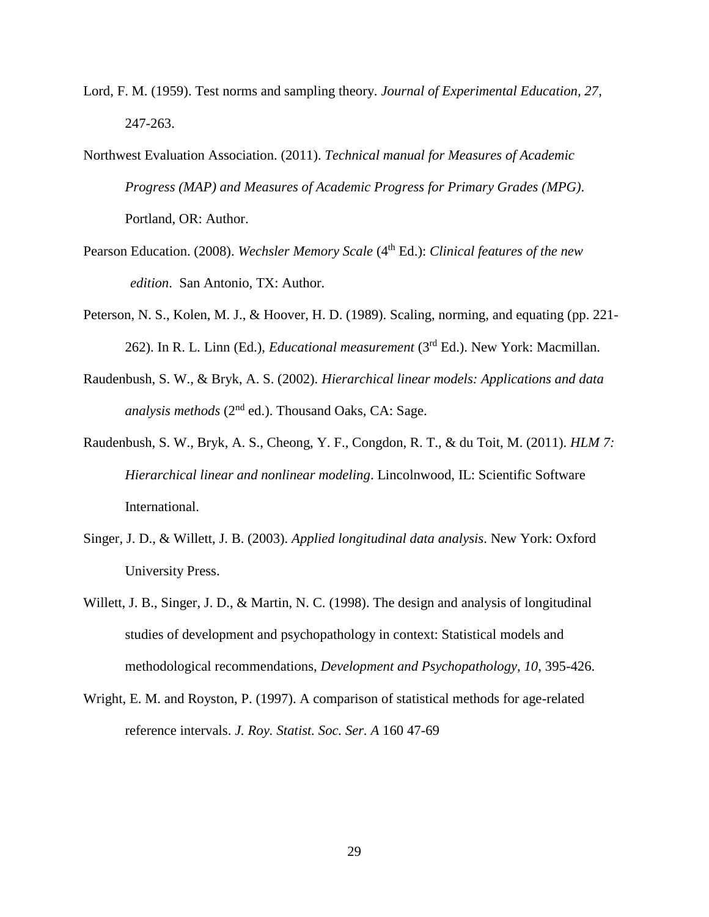Lord, F. M. (1959). Test norms and sampling theory. *Journal of Experimental Education, 27*, 247-263.

Northwest Evaluation Association. (2011). *Technical manual for Measures of Academic Progress (MAP) and Measures of Academic Progress for Primary Grades (MPG)*. Portland, OR: Author.

Pearson Education. (2008). *Wechsler Memory Scale* (4th Ed.): *Clinical features of the new edition*. San Antonio, TX: Author.

Peterson, N. S., Kolen, M. J., & Hoover, H. D. (1989). Scaling, norming, and equating (pp. 221-262). In R. L. Linn (Ed.), *Educational measurement* (3rd Ed.). New York: Macmillan.

Raudenbush, S. W., & Bryk, A. S. (2002). *Hierarchical linear models: Applications and data analysis methods* (2nd ed.). Thousand Oaks, CA: Sage.

Raudenbush, S. W., Bryk, A. S., Cheong, Y. F., Congdon, R. T., & du Toit, M. (2011). *HLM 7: Hierarchical linear and nonlinear modeling*. Lincolnwood, IL: Scientific Software International.

Singer, J. D., & Willett, J. B. (2003). *Applied longitudinal data analysis*. New York: Oxford University Press.

Willett, J. B., Singer, J. D., & Martin, N. C. (1998). The design and analysis of longitudinal studies of development and psychopathology in context: Statistical models and methodological recommendations, *Development and Psychopathology, 10*, 395-426.

Wright, E. M. and Royston, P. (1997). A comparison of statistical methods for age-related reference intervals. *J. Roy. Statist. Soc. Ser. A* 160 47-69